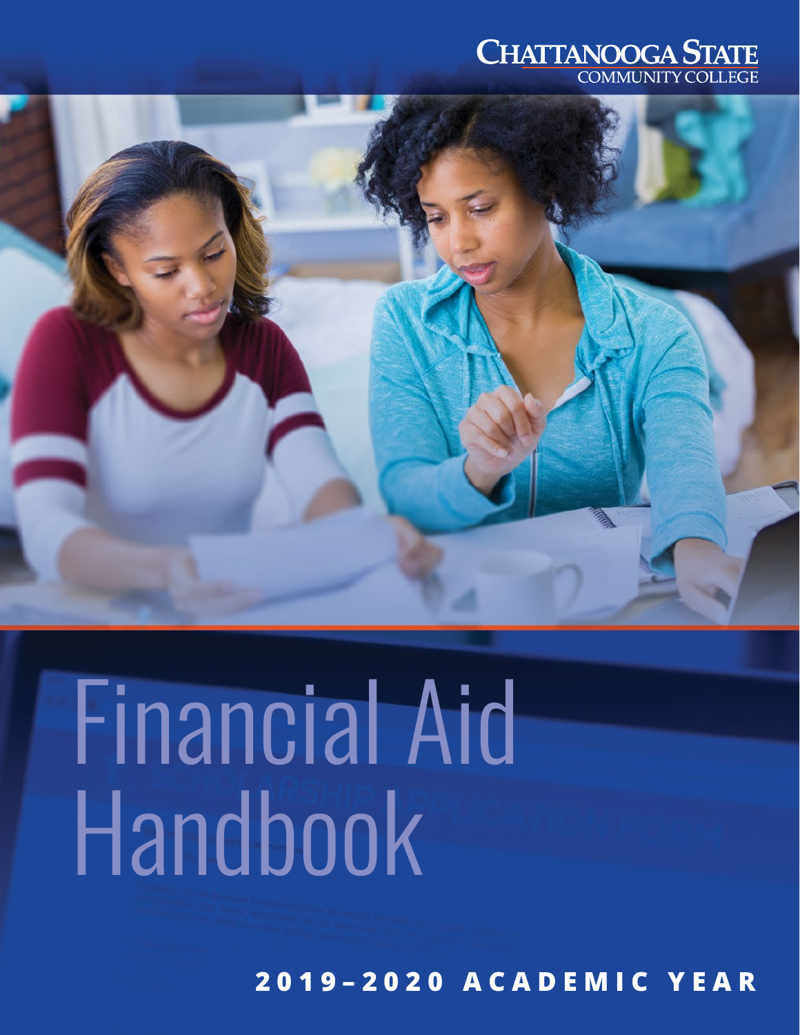Chattanooga State Community College

# Financial Aid Handbook

## 2019–2020 Academic Year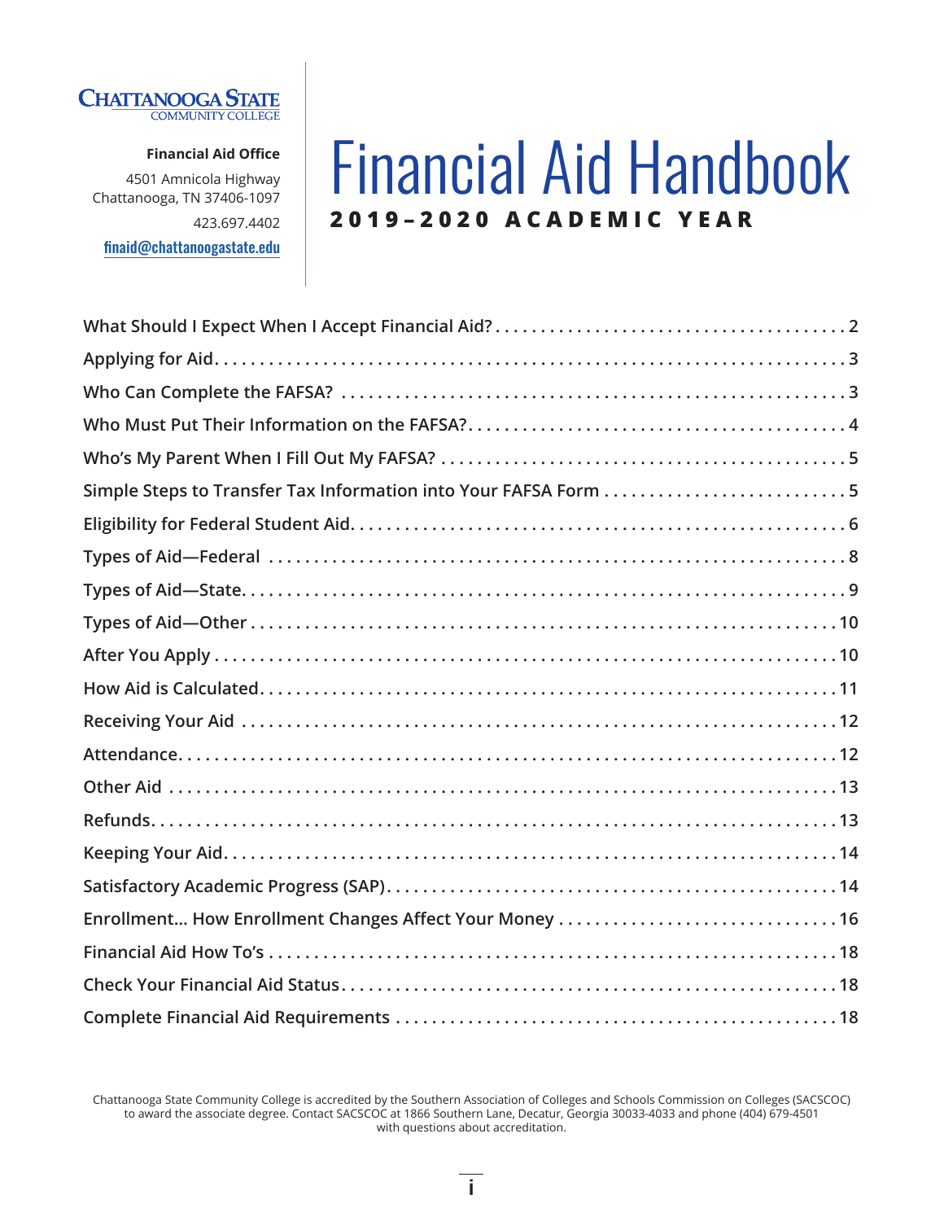**CHATTANOOGA STATE**
COMMUNITY COLLEGE

**Financial Aid Office**
4501 Amnicola Highway
Chattanooga, TN 37406-1097
423.697.4402
finaid@chattanoogastate.edu

# Financial Aid Handbook

**2019–2020 ACADEMIC YEAR**

| | |
|---|---|
| What Should I Expect When I Accept Financial Aid? | 2 |
| Applying for Aid | 3 |
| Who Can Complete the FAFSA? | 3 |
| Who Must Put Their Information on the FAFSA? | 4 |
| Who's My Parent When I Fill Out My FAFSA? | 5 |
| Simple Steps to Transfer Tax Information into Your FAFSA Form | 5 |
| Eligibility for Federal Student Aid | 6 |
| Types of Aid—Federal | 8 |
| Types of Aid—State | 9 |
| Types of Aid—Other | 10 |
| After You Apply | 10 |
| How Aid is Calculated | 11 |
| Receiving Your Aid | 12 |
| Attendance | 12 |
| Other Aid | 13 |
| Refunds | 13 |
| Keeping Your Aid | 14 |
| Satisfactory Academic Progress (SAP) | 14 |
| Enrollment... How Enrollment Changes Affect Your Money | 16 |
| Financial Aid How To's | 18 |
| Check Your Financial Aid Status | 18 |
| Complete Financial Aid Requirements | 18 |

Chattanooga State Community College is accredited by the Southern Association of Colleges and Schools Commission on Colleges (SACSCOC) to award the associate degree. Contact SACSCOC at 1866 Southern Lane, Decatur, Georgia 30033-4033 and phone (404) 679-4501 with questions about accreditation.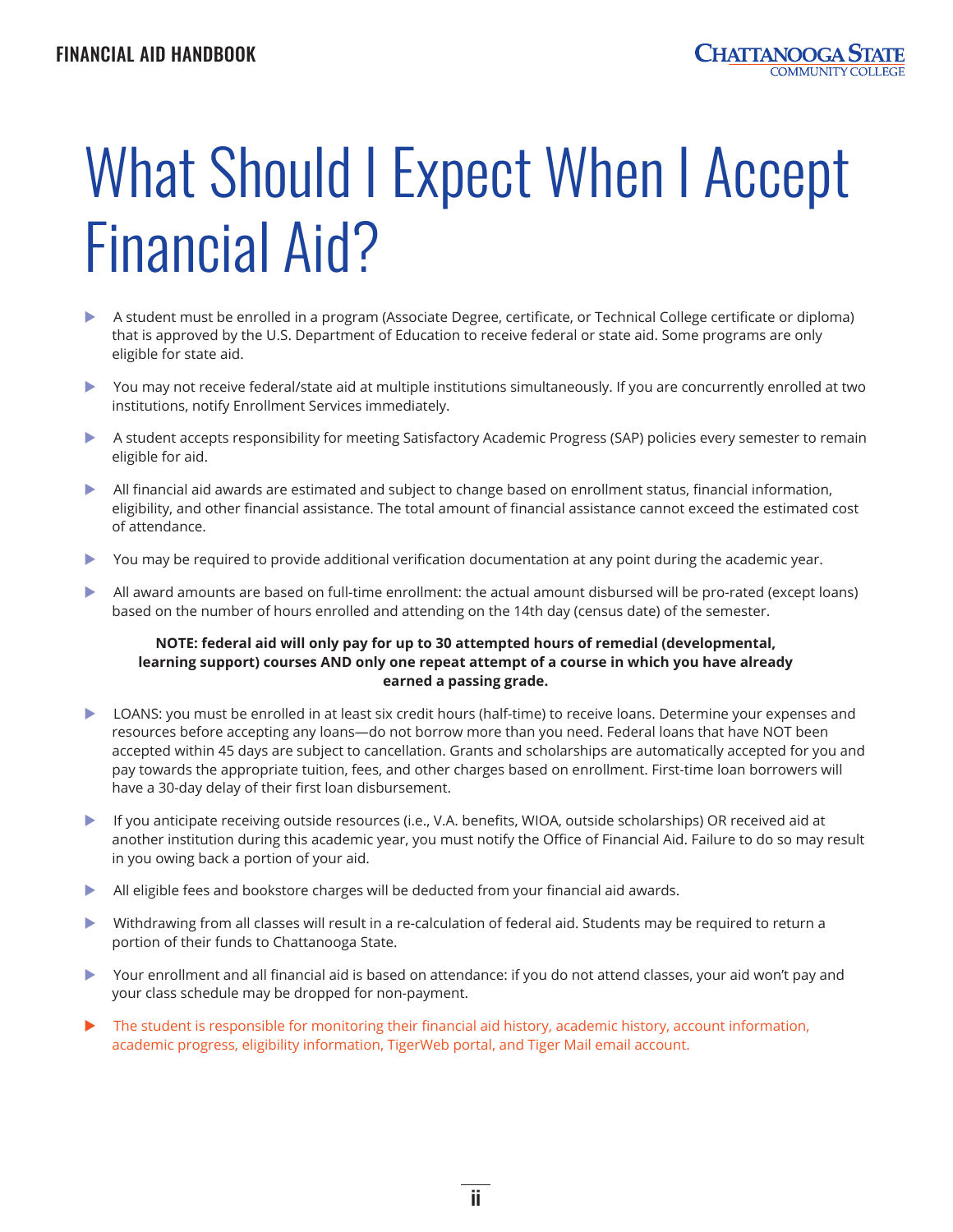# What Should I Expect When I Accept Financial Aid?

- A student must be enrolled in a program (Associate Degree, certificate, or Technical College certificate or diploma) that is approved by the U.S. Department of Education to receive federal or state aid. Some programs are only eligible for state aid.
- You may not receive federal/state aid at multiple institutions simultaneously. If you are concurrently enrolled at two institutions, notify Enrollment Services immediately.
- A student accepts responsibility for meeting Satisfactory Academic Progress (SAP) policies every semester to remain eligible for aid.
- All financial aid awards are estimated and subject to change based on enrollment status, financial information, eligibility, and other financial assistance. The total amount of financial assistance cannot exceed the estimated cost of attendance.
- You may be required to provide additional verification documentation at any point during the academic year.
- All award amounts are based on full-time enrollment: the actual amount disbursed will be pro-rated (except loans) based on the number of hours enrolled and attending on the 14th day (census date) of the semester.

**NOTE: federal aid will only pay for up to 30 attempted hours of remedial (developmental, learning support) courses AND only one repeat attempt of a course in which you have already earned a passing grade.**

- LOANS: you must be enrolled in at least six credit hours (half-time) to receive loans. Determine your expenses and resources before accepting any loans—do not borrow more than you need. Federal loans that have NOT been accepted within 45 days are subject to cancellation. Grants and scholarships are automatically accepted for you and pay towards the appropriate tuition, fees, and other charges based on enrollment. First-time loan borrowers will have a 30-day delay of their first loan disbursement.
- If you anticipate receiving outside resources (i.e., V.A. benefits, WIOA, outside scholarships) OR received aid at another institution during this academic year, you must notify the Office of Financial Aid. Failure to do so may result in you owing back a portion of your aid.
- All eligible fees and bookstore charges will be deducted from your financial aid awards.
- Withdrawing from all classes will result in a re-calculation of federal aid. Students may be required to return a portion of their funds to Chattanooga State.
- Your enrollment and all financial aid is based on attendance: if you do not attend classes, your aid won't pay and your class schedule may be dropped for non-payment.
- The student is responsible for monitoring their financial aid history, academic history, account information, academic progress, eligibility information, TigerWeb portal, and Tiger Mail email account.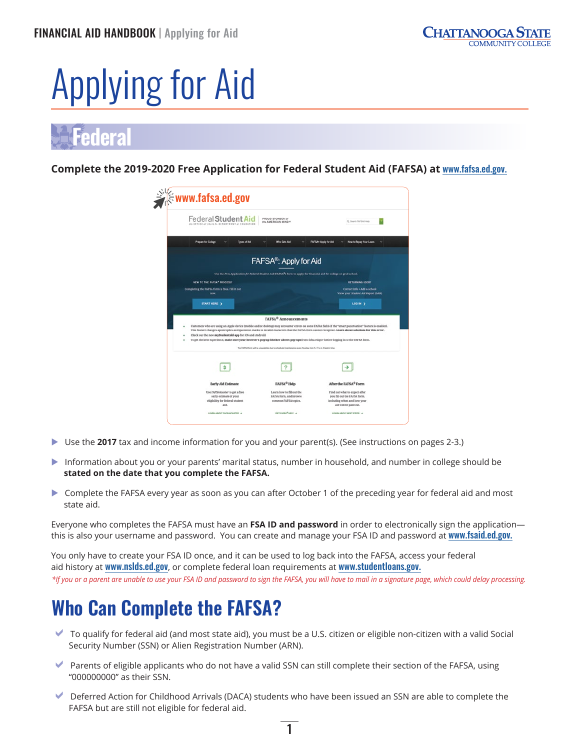# Applying for Aid

## Federal

**Complete the 2019-2020 Free Application for Federal Student Aid (FAFSA) at www.fafsa.ed.gov.**

- Use the **2017** tax and income information for you and your parent(s). (See instructions on pages 2-3.)
- Information about you or your parents' marital status, number in household, and number in college should be **stated on the date that you complete the FAFSA.**
- Complete the FAFSA every year as soon as you can after October 1 of the preceding year for federal aid and most state aid.

Everyone who completes the FAFSA must have an **FSA ID and password** in order to electronically sign the application—this is also your username and password. You can create and manage your FSA ID and password at www.fsaid.ed.gov.

You only have to create your FSA ID once, and it can be used to log back into the FAFSA, access your federal aid history at www.nslds.ed.gov, or complete federal loan requirements at www.studentloans.gov.

*\*If you or a parent are unable to use your FSA ID and password to sign the FAFSA, you will have to mail in a signature page, which could delay processing.*

## Who Can Complete the FAFSA?

- To qualify for federal aid (and most state aid), you must be a U.S. citizen or eligible non-citizen with a valid Social Security Number (SSN) or Alien Registration Number (ARN).
- Parents of eligible applicants who do not have a valid SSN can still complete their section of the FAFSA, using "000000000" as their SSN.
- Deferred Action for Childhood Arrivals (DACA) students who have been issued an SSN are able to complete the FAFSA but are still not eligible for federal aid.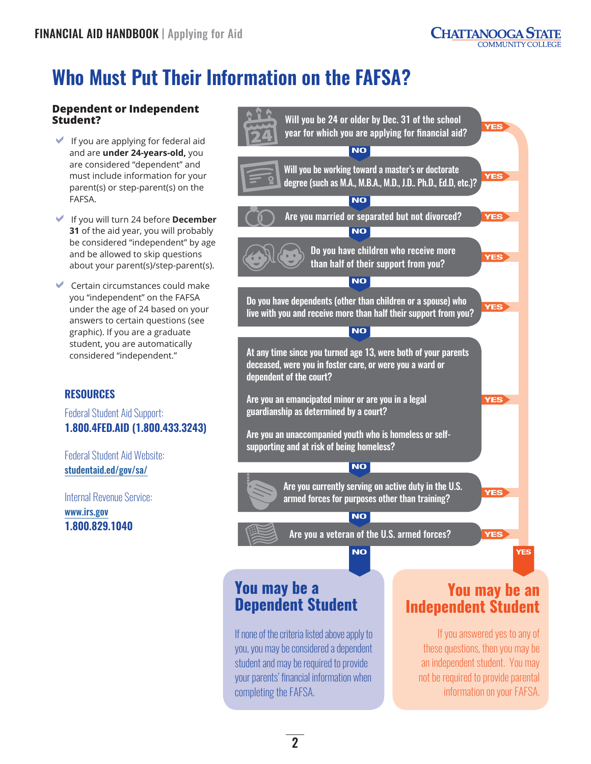# Who Must Put Their Information on the FAFSA?

### Dependent or Independent Student?

- If you are applying for federal aid and are **under 24-years-old,** you are considered "dependent" and must include information for your parent(s) or step-parent(s) on the FAFSA.
- If you will turn 24 before **December 31** of the aid year, you will probably be considered "independent" by age and be allowed to skip questions about your parent(s)/step-parent(s).
- Certain circumstances could make you "independent" on the FAFSA under the age of 24 based on your answers to certain questions (see graphic). If you are a graduate student, you are automatically considered "independent."

### RESOURCES

Federal Student Aid Support:
**1.800.4FED.AID (1.800.433.3243)**

Federal Student Aid Website:
**studentaid.ed/gov/sa/**

Internal Revenue Service:
**www.irs.gov**
**1.800.829.1040**

Will you be 24 or older by Dec. 31 of the school year for which you are applying for financial aid? — YES / NO

Will you be working toward a master's or doctorate degree (such as M.A., M.B.A., M.D., J.D.. Ph.D., Ed.D, etc.)? — YES / NO

Are you married or separated but not divorced? — YES / NO

Do you have children who receive more than half of their support from you? — YES / NO

Do you have dependents (other than children or a spouse) who live with you and receive more than half their support from you? — YES / NO

At any time since you turned age 13, were both of your parents deceased, were you in foster care, or were you a ward or dependent of the court?

Are you an emancipated minor or are you in a legal guardianship as determined by a court?

Are you an unaccompanied youth who is homeless or self-supporting and at risk of being homeless? — YES / NO

Are you currently serving on active duty in the U.S. armed forces for purposes other than training? — YES / NO

Are you a veteran of the U.S. armed forces? — YES / NO

**NO →**

## You may be a Dependent Student

If none of the criteria listed above apply to you, you may be considered a dependent student and may be required to provide your parents' financial information when completing the FAFSA.

**YES →**

## You may be an Independent Student

If you answered yes to any of these questions, then you may be an independent student. You may not be required to provide parental information on your FAFSA.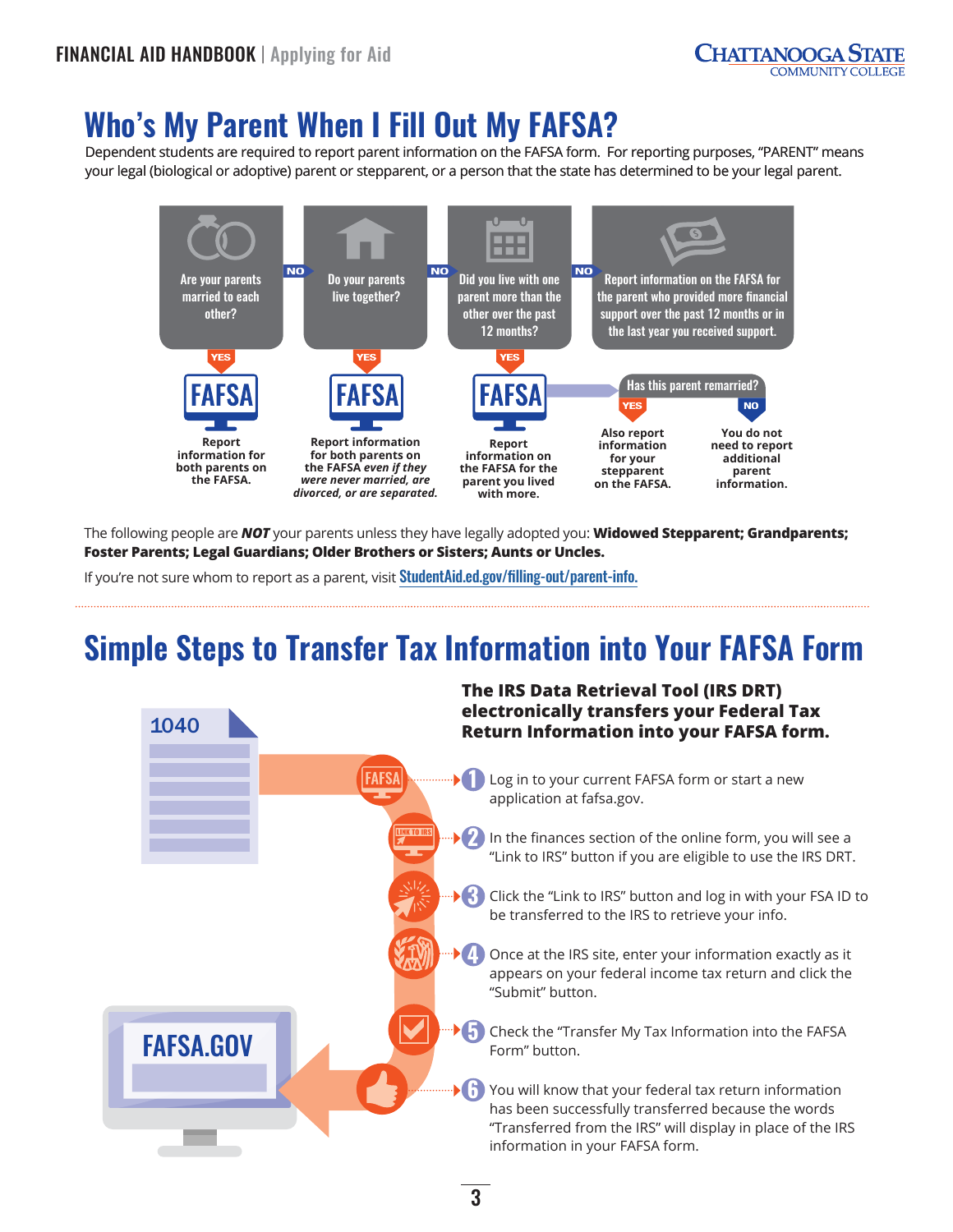# Who's My Parent When I Fill Out My FAFSA?

Dependent students are required to report parent information on the FAFSA form. For reporting purposes, "PARENT" means your legal (biological or adoptive) parent or stepparent, or a person that the state has determined to be your legal parent.

**Are your parents married to each other?**
- YES: Report information for both parents on the FAFSA.
- NO: Do your parents live together?
  - YES: Report information for both parents on the FAFSA *even if they were never married, are divorced, or are separated.*
  - NO: Did you live with one parent more than the other over the past 12 months?
    - YES: Report information on the FAFSA for the parent you lived with more.
      - Has this parent remarried?
        - YES: Also report information for your stepparent on the FAFSA.
        - NO: You do not need to report additional parent information.
    - NO: Report information on the FAFSA for the parent who provided more financial support over the past 12 months or in the last year you received support.

The following people are ***NOT*** your parents unless they have legally adopted you: **Widowed Stepparent; Grandparents; Foster Parents; Legal Guardians; Older Brothers or Sisters; Aunts or Uncles.**

If you're not sure whom to report as a parent, visit StudentAid.ed.gov/filling-out/parent-info.

# Simple Steps to Transfer Tax Information into Your FAFSA Form

**The IRS Data Retrieval Tool (IRS DRT) electronically transfers your Federal Tax Return Information into your FAFSA form.**

1. Log in to your current FAFSA form or start a new application at fafsa.gov.
2. In the finances section of the online form, you will see a "Link to IRS" button if you are eligible to use the IRS DRT.
3. Click the "Link to IRS" button and log in with your FSA ID to be transferred to the IRS to retrieve your info.
4. Once at the IRS site, enter your information exactly as it appears on your federal income tax return and click the "Submit" button.
5. Check the "Transfer My Tax Information into the FAFSA Form" button.
6. You will know that your federal tax return information has been successfully transferred because the words "Transferred from the IRS" will display in place of the IRS information in your FAFSA form.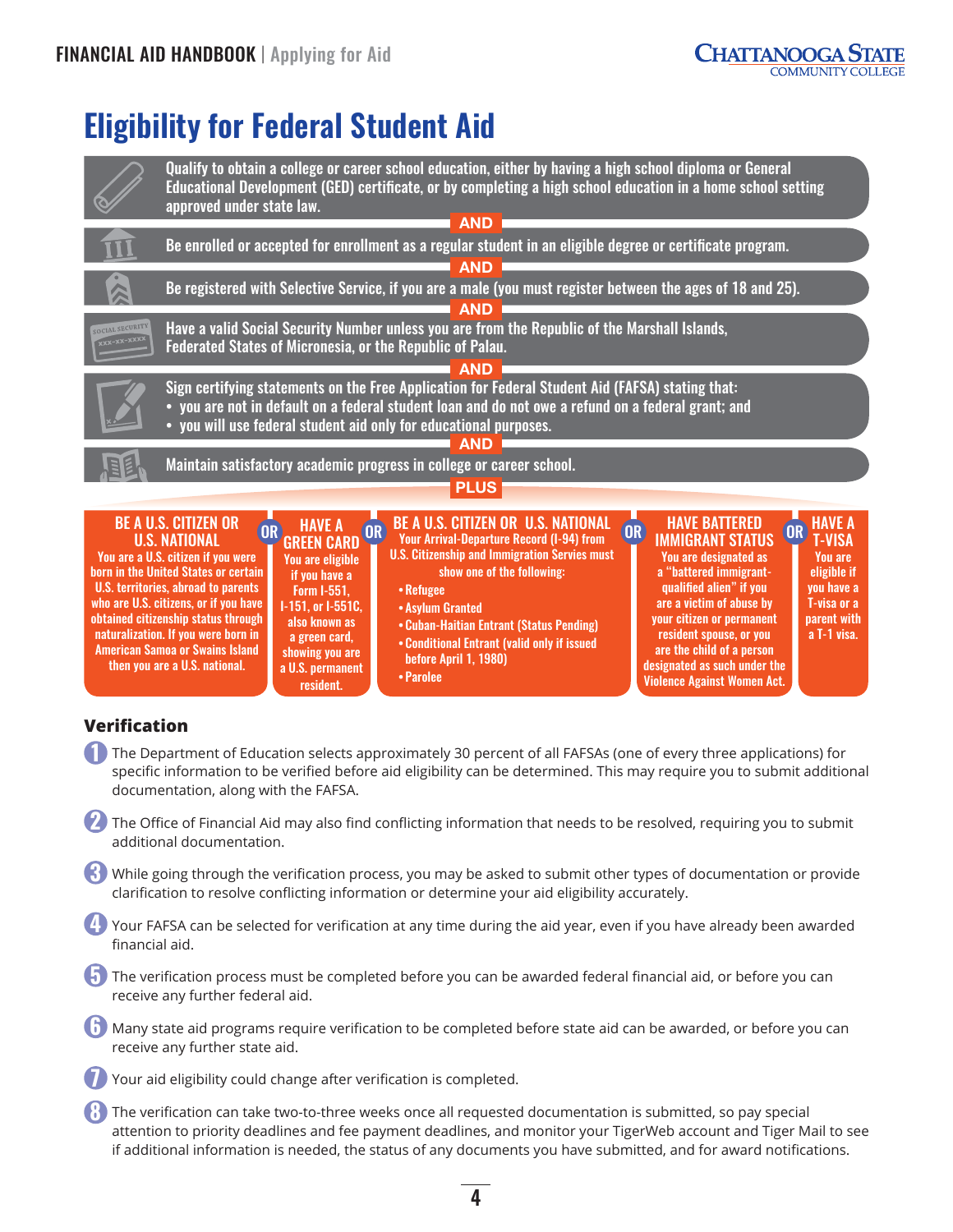# Eligibility for Federal Student Aid

Qualify to obtain a college or career school education, either by having a high school diploma or General Educational Development (GED) certificate, or by completing a high school education in a home school setting approved under state law.

**AND**

Be enrolled or accepted for enrollment as a regular student in an eligible degree or certificate program.

**AND**

Be registered with Selective Service, if you are a male (you must register between the ages of 18 and 25).

**AND**

Have a valid Social Security Number unless you are from the Republic of the Marshall Islands, Federated States of Micronesia, or the Republic of Palau.

**AND**

Sign certifying statements on the Free Application for Federal Student Aid (FAFSA) stating that:

- you are not in default on a federal student loan and do not owe a refund on a federal grant; and
- you will use federal student aid only for educational purposes.

**AND**

Maintain satisfactory academic progress in college or career school.

**PLUS**

**BE A U.S. CITIZEN OR U.S. NATIONAL**
You are a U.S. citizen if you were born in the United States or certain U.S. territories, abroad to parents who are U.S. citizens, or if you have obtained citizenship status through naturalization. If you were born in American Samoa or Swains Island then you are a U.S. national.

**OR**

**HAVE A GREEN CARD**
You are eligible if you have a Form I-551, I-151, or I-551C, also known as a green card, showing you are a U.S. permanent resident.

**OR**

**BE A U.S. CITIZEN OR U.S. NATIONAL**
Your Arrival-Departure Record (I-94) from U.S. Citizenship and Immigration Servies must show one of the following:

- Refugee
- Asylum Granted
- Cuban-Haitian Entrant (Status Pending)
- Conditional Entrant (valid only if issued before April 1, 1980)
- Parolee

**OR**

**HAVE BATTERED IMMIGRANT STATUS**
You are designated as a "battered immigrant-qualified alien" if you are a victim of abuse by your citizen or permanent resident spouse, or you are the child of a person designated as such under the Violence Against Women Act.

**OR**

**HAVE A T-VISA**
You are eligible if you have a T-visa or a parent with a T-1 visa.

## Verification

1. The Department of Education selects approximately 30 percent of all FAFSAs (one of every three applications) for specific information to be verified before aid eligibility can be determined. This may require you to submit additional documentation, along with the FAFSA.
2. The Office of Financial Aid may also find conflicting information that needs to be resolved, requiring you to submit additional documentation.
3. While going through the verification process, you may be asked to submit other types of documentation or provide clarification to resolve conflicting information or determine your aid eligibility accurately.
4. Your FAFSA can be selected for verification at any time during the aid year, even if you have already been awarded financial aid.
5. The verification process must be completed before you can be awarded federal financial aid, or before you can receive any further federal aid.
6. Many state aid programs require verification to be completed before state aid can be awarded, or before you can receive any further state aid.
7. Your aid eligibility could change after verification is completed.
8. The verification can take two-to-three weeks once all requested documentation is submitted, so pay special attention to priority deadlines and fee payment deadlines, and monitor your TigerWeb account and Tiger Mail to see if additional information is needed, the status of any documents you have submitted, and for award notifications.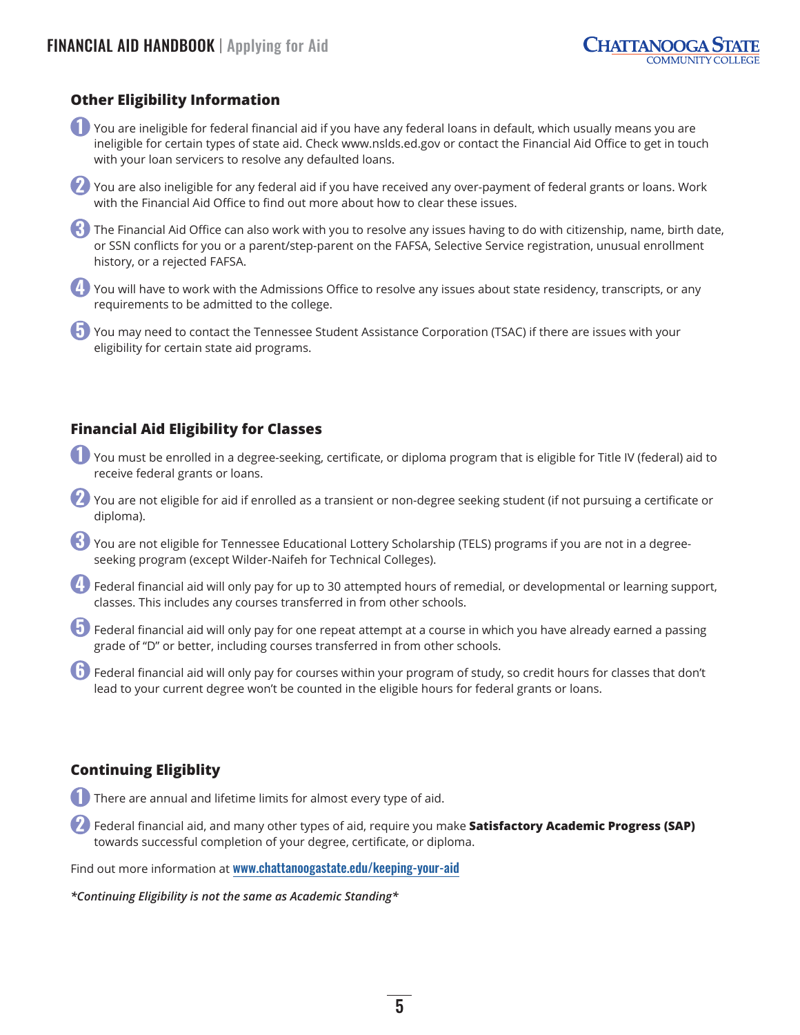## Other Eligibility Information

1. You are ineligible for federal financial aid if you have any federal loans in default, which usually means you are ineligible for certain types of state aid. Check www.nslds.ed.gov or contact the Financial Aid Office to get in touch with your loan servicers to resolve any defaulted loans.
2. You are also ineligible for any federal aid if you have received any over-payment of federal grants or loans. Work with the Financial Aid Office to find out more about how to clear these issues.
3. The Financial Aid Office can also work with you to resolve any issues having to do with citizenship, name, birth date, or SSN conflicts for you or a parent/step-parent on the FAFSA, Selective Service registration, unusual enrollment history, or a rejected FAFSA.
4. You will have to work with the Admissions Office to resolve any issues about state residency, transcripts, or any requirements to be admitted to the college.
5. You may need to contact the Tennessee Student Assistance Corporation (TSAC) if there are issues with your eligibility for certain state aid programs.

## Financial Aid Eligibility for Classes

1. You must be enrolled in a degree-seeking, certificate, or diploma program that is eligible for Title IV (federal) aid to receive federal grants or loans.
2. You are not eligible for aid if enrolled as a transient or non-degree seeking student (if not pursuing a certificate or diploma).
3. You are not eligible for Tennessee Educational Lottery Scholarship (TELS) programs if you are not in a degree-seeking program (except Wilder-Naifeh for Technical Colleges).
4. Federal financial aid will only pay for up to 30 attempted hours of remedial, or developmental or learning support, classes. This includes any courses transferred in from other schools.
5. Federal financial aid will only pay for one repeat attempt at a course in which you have already earned a passing grade of "D" or better, including courses transferred in from other schools.
6. Federal financial aid will only pay for courses within your program of study, so credit hours for classes that don't lead to your current degree won't be counted in the eligible hours for federal grants or loans.

## Continuing Eligiblity

1. There are annual and lifetime limits for almost every type of aid.
2. Federal financial aid, and many other types of aid, require you make **Satisfactory Academic Progress (SAP)** towards successful completion of your degree, certificate, or diploma.

Find out more information at **www.chattanoogastate.edu/keeping-your-aid**

***Continuing Eligibility is not the same as Academic Standing***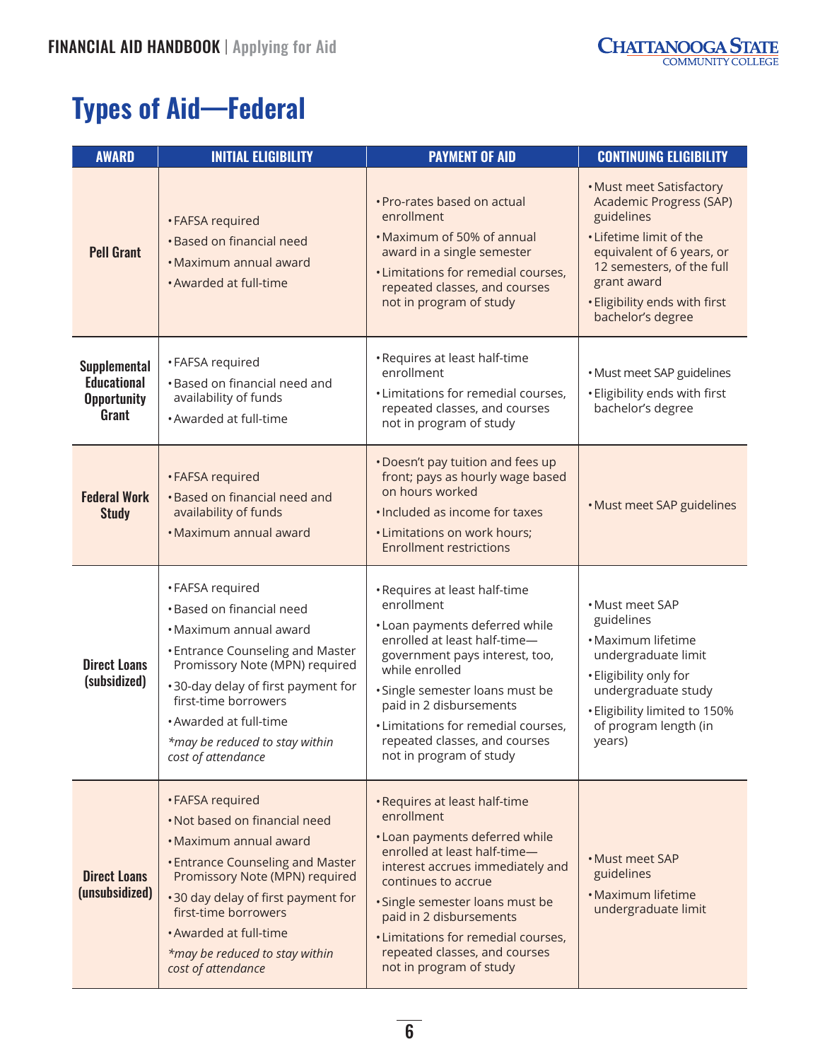# Types of Aid—Federal

| AWARD | INITIAL ELIGIBILITY | PAYMENT OF AID | CONTINUING ELIGIBILITY |
|---|---|---|---|
| **Pell Grant** | • FAFSA required<br>• Based on financial need<br>• Maximum annual award<br>• Awarded at full-time | • Pro-rates based on actual enrollment<br>• Maximum of 50% of annual award in a single semester<br>• Limitations for remedial courses, repeated classes, and courses not in program of study | • Must meet Satisfactory Academic Progress (SAP) guidelines<br>• Lifetime limit of the equivalent of 6 years, or 12 semesters, of the full grant award<br>• Eligibility ends with first bachelor's degree |
| **Supplemental Educational Opportunity Grant** | • FAFSA required<br>• Based on financial need and availability of funds<br>• Awarded at full-time | • Requires at least half-time enrollment<br>• Limitations for remedial courses, repeated classes, and courses not in program of study | • Must meet SAP guidelines<br>• Eligibility ends with first bachelor's degree |
| **Federal Work Study** | • FAFSA required<br>• Based on financial need and availability of funds<br>• Maximum annual award | • Doesn't pay tuition and fees up front; pays as hourly wage based on hours worked<br>• Included as income for taxes<br>• Limitations on work hours; Enrollment restrictions | • Must meet SAP guidelines |
| **Direct Loans (subsidized)** | • FAFSA required<br>• Based on financial need<br>• Maximum annual award<br>• Entrance Counseling and Master Promissory Note (MPN) required<br>• 30-day delay of first payment for first-time borrowers<br>• Awarded at full-time<br>*\*may be reduced to stay within cost of attendance* | • Requires at least half-time enrollment<br>• Loan payments deferred while enrolled at least half-time—government pays interest, too, while enrolled<br>• Single semester loans must be paid in 2 disbursements<br>• Limitations for remedial courses, repeated classes, and courses not in program of study | • Must meet SAP guidelines<br>• Maximum lifetime undergraduate limit<br>• Eligibility only for undergraduate study<br>• Eligibility limited to 150% of program length (in years) |
| **Direct Loans (unsubsidized)** | • FAFSA required<br>• Not based on financial need<br>• Maximum annual award<br>• Entrance Counseling and Master Promissory Note (MPN) required<br>• 30 day delay of first payment for first-time borrowers<br>• Awarded at full-time<br>*\*may be reduced to stay within cost of attendance* | • Requires at least half-time enrollment<br>• Loan payments deferred while enrolled at least half-time—interest accrues immediately and continues to accrue<br>• Single semester loans must be paid in 2 disbursements<br>• Limitations for remedial courses, repeated classes, and courses not in program of study | • Must meet SAP guidelines<br>• Maximum lifetime undergraduate limit |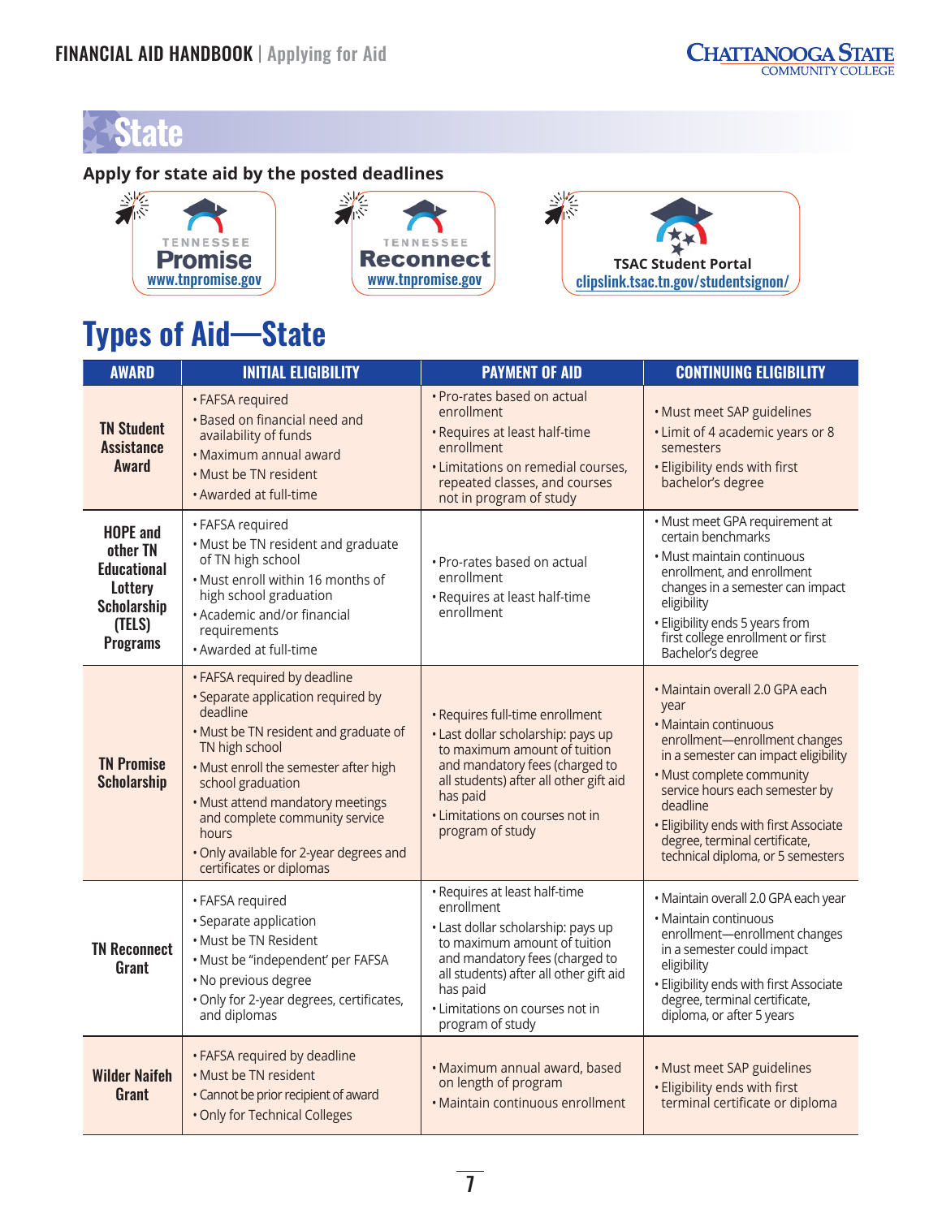# State

**Apply for state aid by the posted deadlines**

TENNESSEE **Promise**
www.tnpromise.gov

TENNESSEE **Reconnect**
www.tnpromise.gov

**TSAC Student Portal**
clipslink.tsac.tn.gov/studentsignon/

## Types of Aid—State

| AWARD | INITIAL ELIGIBILITY | PAYMENT OF AID | CONTINUING ELIGIBILITY |
|---|---|---|---|
| **TN Student Assistance Award** | • FAFSA required<br>• Based on financial need and availability of funds<br>• Maximum annual award<br>• Must be TN resident<br>• Awarded at full-time | • Pro-rates based on actual enrollment<br>• Requires at least half-time enrollment<br>• Limitations on remedial courses, repeated classes, and courses not in program of study | • Must meet SAP guidelines<br>• Limit of 4 academic years or 8 semesters<br>• Eligibility ends with first bachelor's degree |
| **HOPE and other TN Educational Lottery Scholarship (TELS) Programs** | • FAFSA required<br>• Must be TN resident and graduate of TN high school<br>• Must enroll within 16 months of high school graduation<br>• Academic and/or financial requirements<br>• Awarded at full-time | • Pro-rates based on actual enrollment<br>• Requires at least half-time enrollment | • Must meet GPA requirement at certain benchmarks<br>• Must maintain continuous enrollment, and enrollment changes in a semester can impact eligibility<br>• Eligibility ends 5 years from first college enrollment or first Bachelor's degree |
| **TN Promise Scholarship** | • FAFSA required by deadline<br>• Separate application required by deadline<br>• Must be TN resident and graduate of TN high school<br>• Must enroll the semester after high school graduation<br>• Must attend mandatory meetings and complete community service hours<br>• Only available for 2-year degrees and certificates or diplomas | • Requires full-time enrollment<br>• Last dollar scholarship: pays up to maximum amount of tuition and mandatory fees (charged to all students) after all other gift aid has paid<br>• Limitations on courses not in program of study | • Maintain overall 2.0 GPA each year<br>• Maintain continuous enrollment—enrollment changes in a semester can impact eligibility<br>• Must complete community service hours each semester by deadline<br>• Eligibility ends with first Associate degree, terminal certificate, technical diploma, or 5 semesters |
| **TN Reconnect Grant** | • FAFSA required<br>• Separate application<br>• Must be TN Resident<br>• Must be "independent' per FAFSA<br>• No previous degree<br>• Only for 2-year degrees, certificates, and diplomas | • Requires at least half-time enrollment<br>• Last dollar scholarship: pays up to maximum amount of tuition and mandatory fees (charged to all students) after all other gift aid has paid<br>• Limitations on courses not in program of study | • Maintain overall 2.0 GPA each year<br>• Maintain continuous enrollment—enrollment changes in a semester could impact eligibility<br>• Eligibility ends with first Associate degree, terminal certificate, diploma, or after 5 years |
| **Wilder Naifeh Grant** | • FAFSA required by deadline<br>• Must be TN resident<br>• Cannot be prior recipient of award<br>• Only for Technical Colleges | • Maximum annual award, based on length of program<br>• Maintain continuous enrollment | • Must meet SAP guidelines<br>• Eligibility ends with first terminal certificate or diploma |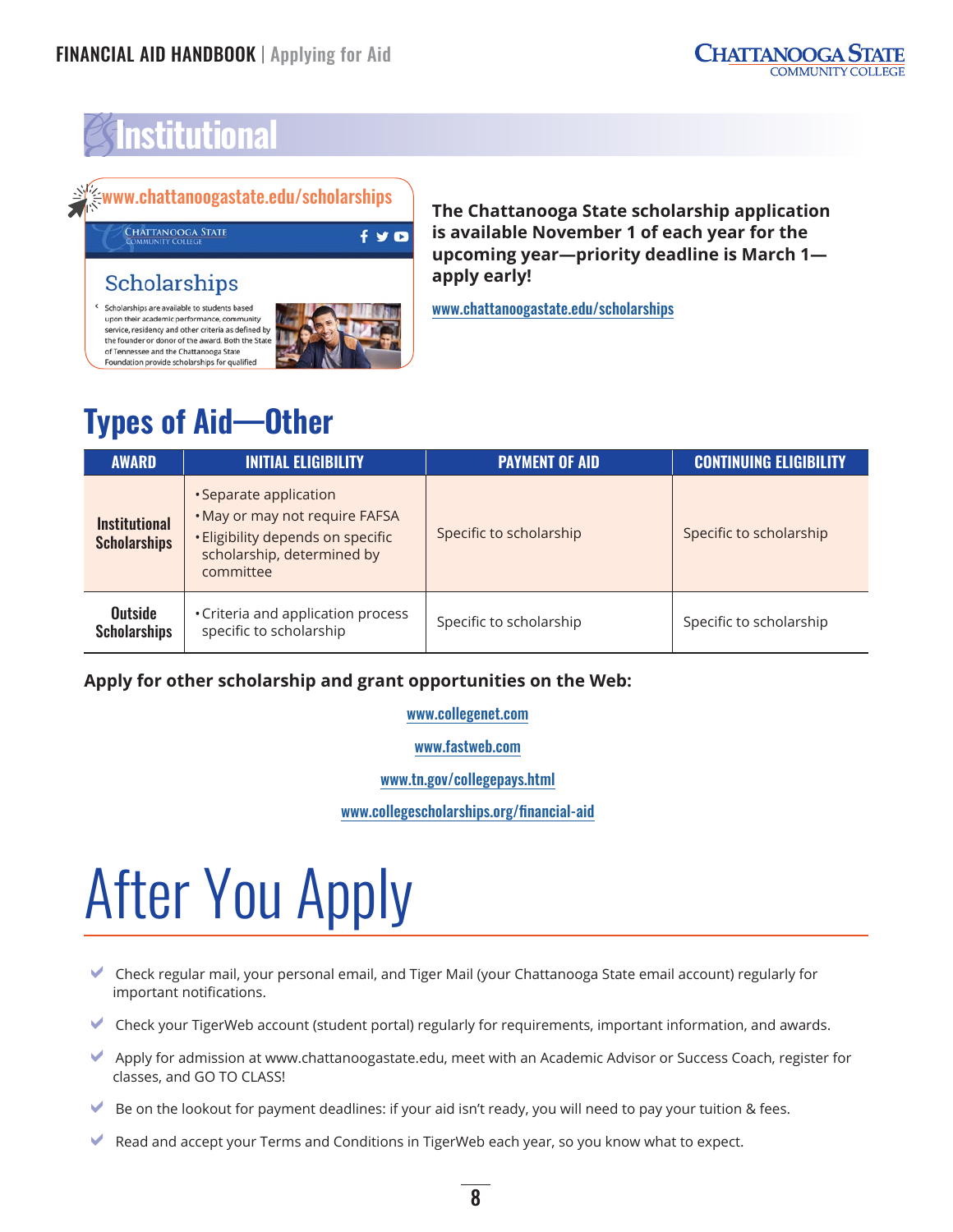# Institutional

www.chattanoogastate.edu/scholarships

Chattanooga State Community College

Scholarships

Scholarships are available to students based upon their academic performance, community service, residency and other criteria as defined by the founder or donor of the award. Both the State of Tennessee and the Chattanooga State Foundation provide scholarships for qualified

**The Chattanooga State scholarship application is available November 1 of each year for the upcoming year—priority deadline is March 1—apply early!**

www.chattanoogastate.edu/scholarships

## Types of Aid—Other

| AWARD | INITIAL ELIGIBILITY | PAYMENT OF AID | CONTINUING ELIGIBILITY |
|---|---|---|---|
| **Institutional Scholarships** | • Separate application<br>• May or may not require FAFSA<br>• Eligibility depends on specific scholarship, determined by committee | Specific to scholarship | Specific to scholarship |
| **Outside Scholarships** | • Criteria and application process specific to scholarship | Specific to scholarship | Specific to scholarship |

**Apply for other scholarship and grant opportunities on the Web:**

www.collegenet.com

www.fastweb.com

www.tn.gov/collegepays.html

www.collegescholarships.org/financial-aid

# After You Apply

- Check regular mail, your personal email, and Tiger Mail (your Chattanooga State email account) regularly for important notifications.
- Check your TigerWeb account (student portal) regularly for requirements, important information, and awards.
- Apply for admission at www.chattanoogastate.edu, meet with an Academic Advisor or Success Coach, register for classes, and GO TO CLASS!
- Be on the lookout for payment deadlines: if your aid isn't ready, you will need to pay your tuition & fees.
- Read and accept your Terms and Conditions in TigerWeb each year, so you know what to expect.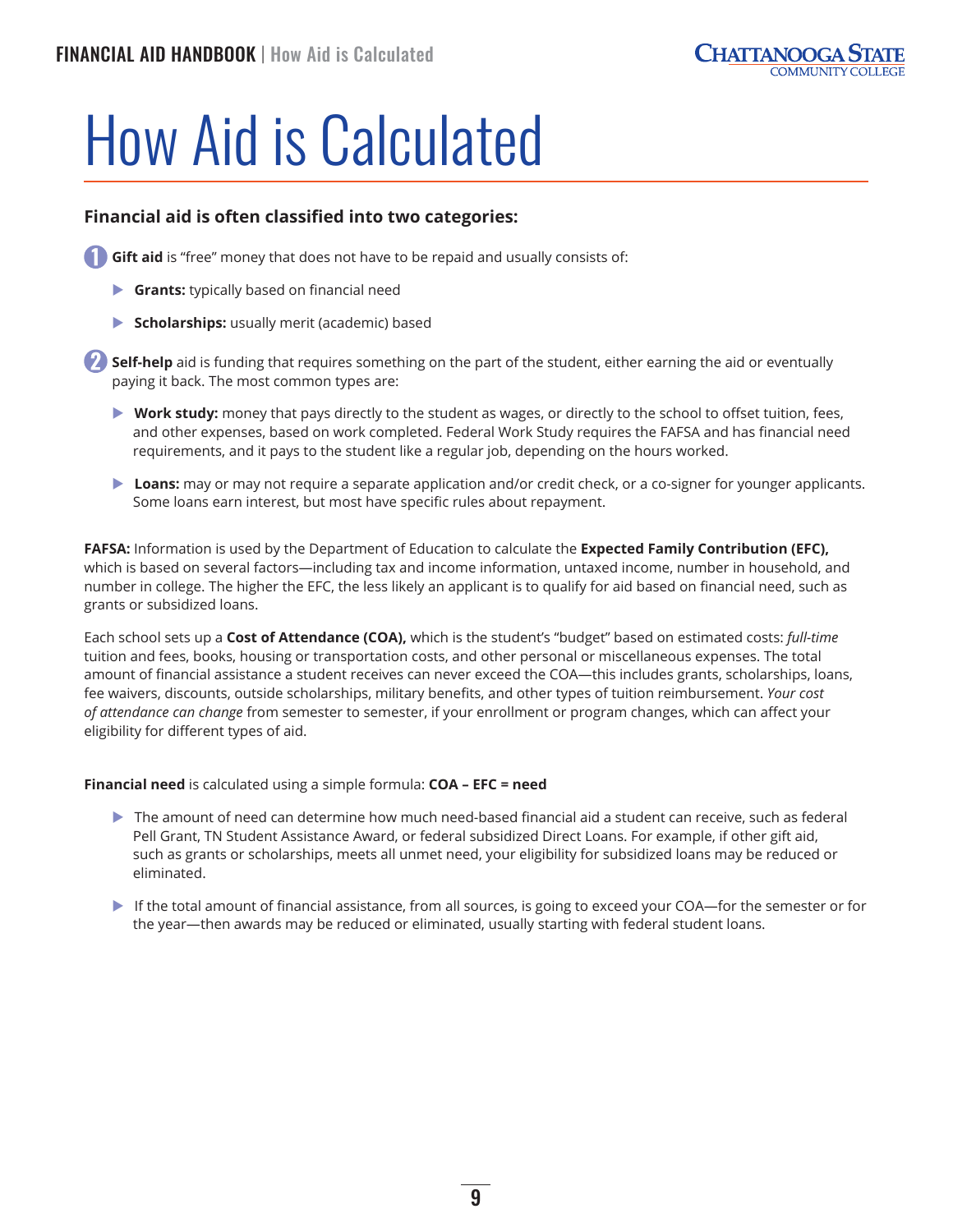# How Aid is Calculated

### Financial aid is often classified into two categories:

1. **Gift aid** is "free" money that does not have to be repaid and usually consists of:
   - **Grants:** typically based on financial need
   - **Scholarships:** usually merit (academic) based

2. **Self-help** aid is funding that requires something on the part of the student, either earning the aid or eventually paying it back. The most common types are:
   - **Work study:** money that pays directly to the student as wages, or directly to the school to offset tuition, fees, and other expenses, based on work completed. Federal Work Study requires the FAFSA and has financial need requirements, and it pays to the student like a regular job, depending on the hours worked.
   - **Loans:** may or may not require a separate application and/or credit check, or a co-signer for younger applicants. Some loans earn interest, but most have specific rules about repayment.

**FAFSA:** Information is used by the Department of Education to calculate the **Expected Family Contribution (EFC),** which is based on several factors—including tax and income information, untaxed income, number in household, and number in college. The higher the EFC, the less likely an applicant is to qualify for aid based on financial need, such as grants or subsidized loans.

Each school sets up a **Cost of Attendance (COA),** which is the student's "budget" based on estimated costs: *full-time* tuition and fees, books, housing or transportation costs, and other personal or miscellaneous expenses. The total amount of financial assistance a student receives can never exceed the COA—this includes grants, scholarships, loans, fee waivers, discounts, outside scholarships, military benefits, and other types of tuition reimbursement. *Your cost of attendance can change* from semester to semester, if your enrollment or program changes, which can affect your eligibility for different types of aid.

**Financial need** is calculated using a simple formula: **COA – EFC = need**

- The amount of need can determine how much need-based financial aid a student can receive, such as federal Pell Grant, TN Student Assistance Award, or federal subsidized Direct Loans. For example, if other gift aid, such as grants or scholarships, meets all unmet need, your eligibility for subsidized loans may be reduced or eliminated.
- If the total amount of financial assistance, from all sources, is going to exceed your COA—for the semester or for the year—then awards may be reduced or eliminated, usually starting with federal student loans.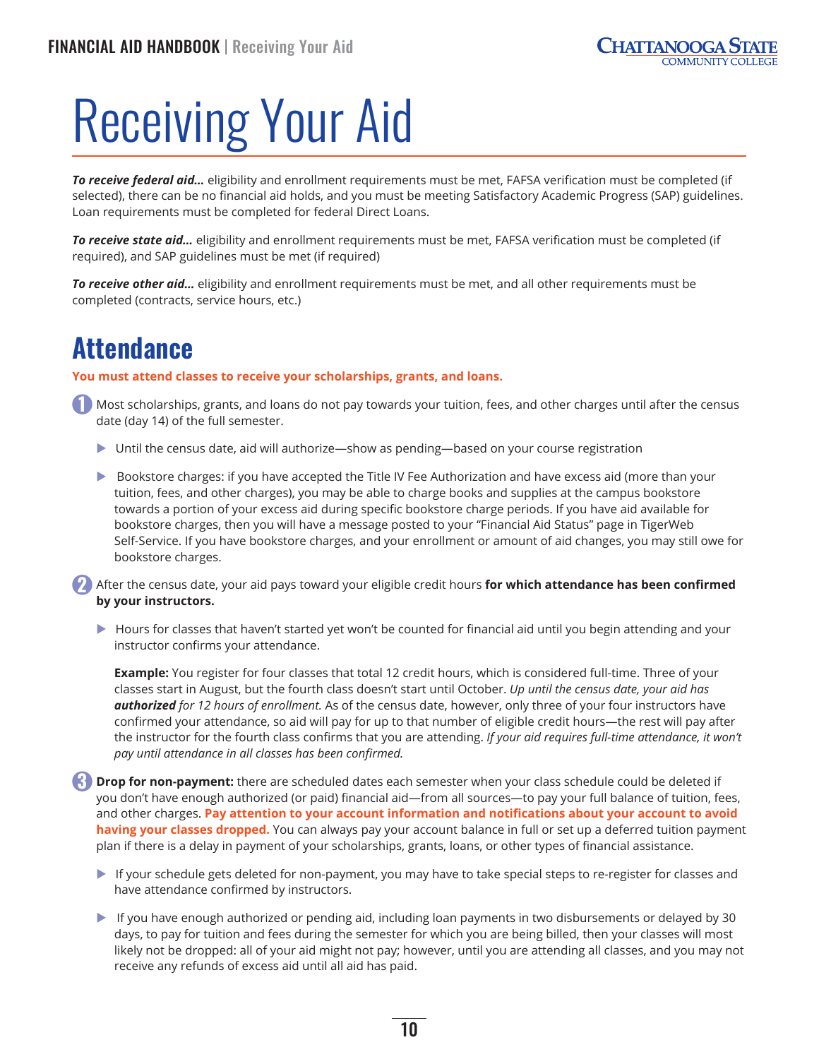# Receiving Your Aid

***To receive federal aid...*** eligibility and enrollment requirements must be met, FAFSA verification must be completed (if selected), there can be no financial aid holds, and you must be meeting Satisfactory Academic Progress (SAP) guidelines. Loan requirements must be completed for federal Direct Loans.

***To receive state aid...*** eligibility and enrollment requirements must be met, FAFSA verification must be completed (if required), and SAP guidelines must be met (if required)

***To receive other aid...*** eligibility and enrollment requirements must be met, and all other requirements must be completed (contracts, service hours, etc.)

## Attendance

**You must attend classes to receive your scholarships, grants, and loans.**

1. Most scholarships, grants, and loans do not pay towards your tuition, fees, and other charges until after the census date (day 14) of the full semester.

   - Until the census date, aid will authorize—show as pending—based on your course registration
   - Bookstore charges: if you have accepted the Title IV Fee Authorization and have excess aid (more than your tuition, fees, and other charges), you may be able to charge books and supplies at the campus bookstore towards a portion of your excess aid during specific bookstore charge periods. If you have aid available for bookstore charges, then you will have a message posted to your "Financial Aid Status" page in TigerWeb Self-Service. If you have bookstore charges, and your enrollment or amount of aid changes, you may still owe for bookstore charges.

2. After the census date, your aid pays toward your eligible credit hours **for which attendance has been confirmed by your instructors.**

   - Hours for classes that haven't started yet won't be counted for financial aid until you begin attending and your instructor confirms your attendance.

   **Example:** You register for four classes that total 12 credit hours, which is considered full-time. Three of your classes start in August, but the fourth class doesn't start until October. *Up until the census date, your aid has **authorized** for 12 hours of enrollment.* As of the census date, however, only three of your four instructors have confirmed your attendance, so aid will pay for up to that number of eligible credit hours—the rest will pay after the instructor for the fourth class confirms that you are attending. *If your aid requires full-time attendance, it won't pay until attendance in all classes has been confirmed.*

3. **Drop for non-payment:** there are scheduled dates each semester when your class schedule could be deleted if you don't have enough authorized (or paid) financial aid—from all sources—to pay your full balance of tuition, fees, and other charges. **Pay attention to your account information and notifications about your account to avoid having your classes dropped.** You can always pay your account balance in full or set up a deferred tuition payment plan if there is a delay in payment of your scholarships, grants, loans, or other types of financial assistance.

   - If your schedule gets deleted for non-payment, you may have to take special steps to re-register for classes and have attendance confirmed by instructors.
   - If you have enough authorized or pending aid, including loan payments in two disbursements or delayed by 30 days, to pay for tuition and fees during the semester for which you are being billed, then your classes will most likely not be dropped: all of your aid might not pay; however, until you are attending all classes, and you may not receive any refunds of excess aid until all aid has paid.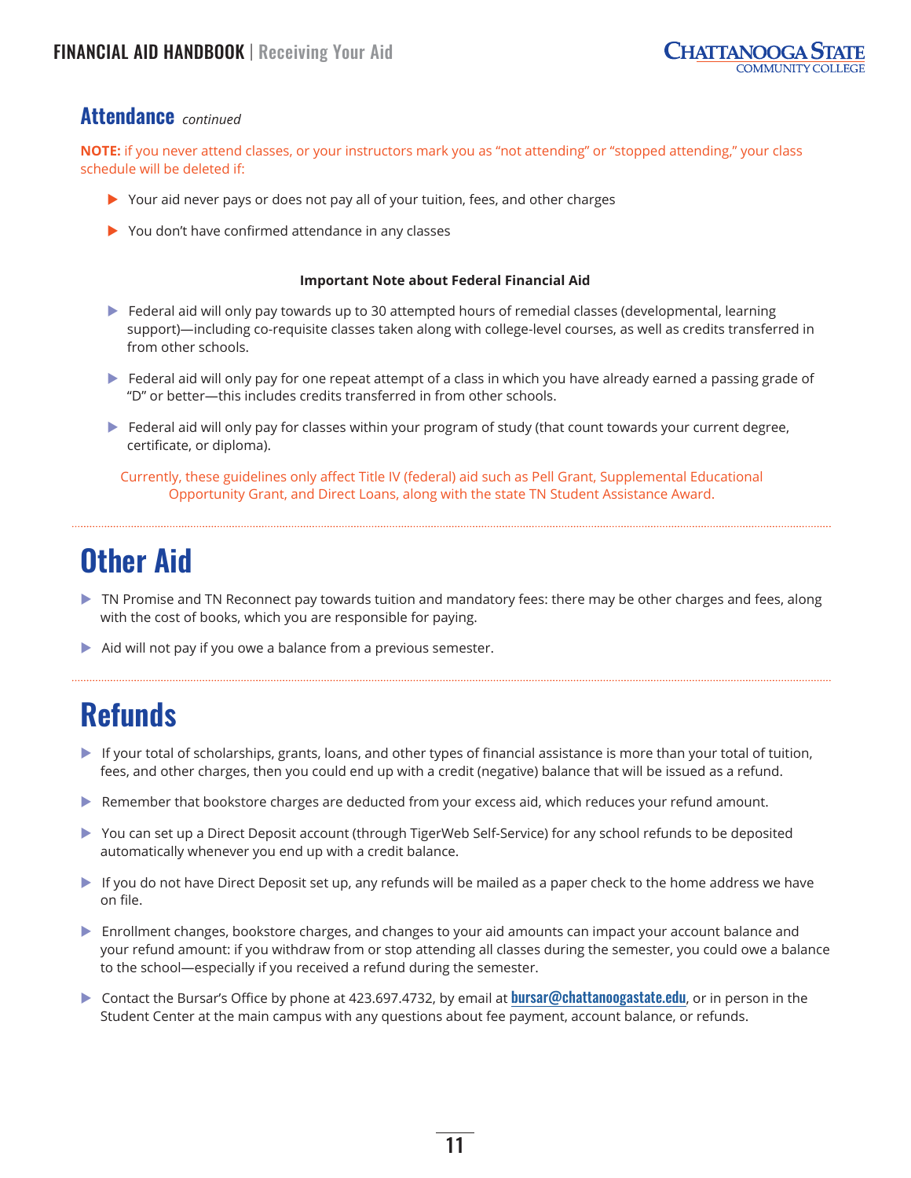## Attendance *continued*

**NOTE:** if you never attend classes, or your instructors mark you as "not attending" or "stopped attending," your class schedule will be deleted if:

- Your aid never pays or does not pay all of your tuition, fees, and other charges
- You don't have confirmed attendance in any classes

**Important Note about Federal Financial Aid**

- Federal aid will only pay towards up to 30 attempted hours of remedial classes (developmental, learning support)—including co-requisite classes taken along with college-level courses, as well as credits transferred in from other schools.
- Federal aid will only pay for one repeat attempt of a class in which you have already earned a passing grade of "D" or better—this includes credits transferred in from other schools.
- Federal aid will only pay for classes within your program of study (that count towards your current degree, certificate, or diploma).

Currently, these guidelines only affect Title IV (federal) aid such as Pell Grant, Supplemental Educational Opportunity Grant, and Direct Loans, along with the state TN Student Assistance Award.

# Other Aid

- TN Promise and TN Reconnect pay towards tuition and mandatory fees: there may be other charges and fees, along with the cost of books, which you are responsible for paying.
- Aid will not pay if you owe a balance from a previous semester.

# Refunds

- If your total of scholarships, grants, loans, and other types of financial assistance is more than your total of tuition, fees, and other charges, then you could end up with a credit (negative) balance that will be issued as a refund.
- Remember that bookstore charges are deducted from your excess aid, which reduces your refund amount.
- You can set up a Direct Deposit account (through TigerWeb Self-Service) for any school refunds to be deposited automatically whenever you end up with a credit balance.
- If you do not have Direct Deposit set up, any refunds will be mailed as a paper check to the home address we have on file.
- Enrollment changes, bookstore charges, and changes to your aid amounts can impact your account balance and your refund amount: if you withdraw from or stop attending all classes during the semester, you could owe a balance to the school—especially if you received a refund during the semester.
- Contact the Bursar's Office by phone at 423.697.4732, by email at **bursar@chattanoogastate.edu**, or in person in the Student Center at the main campus with any questions about fee payment, account balance, or refunds.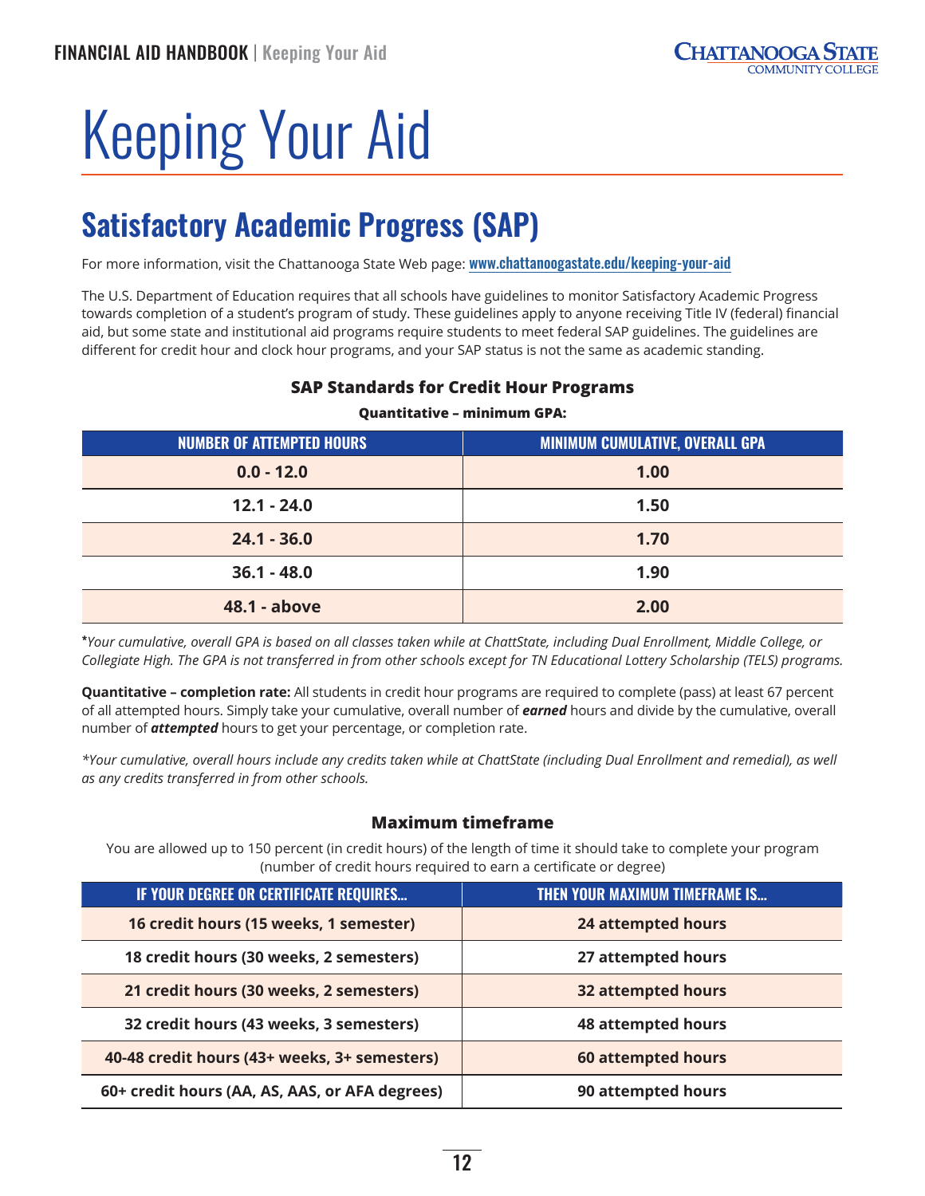# Keeping Your Aid

## Satisfactory Academic Progress (SAP)

For more information, visit the Chattanooga State Web page: [www.chattanoogastate.edu/keeping-your-aid](www.chattanoogastate.edu/keeping-your-aid)

The U.S. Department of Education requires that all schools have guidelines to monitor Satisfactory Academic Progress towards completion of a student's program of study. These guidelines apply to anyone receiving Title IV (federal) financial aid, but some state and institutional aid programs require students to meet federal SAP guidelines. The guidelines are different for credit hour and clock hour programs, and your SAP status is not the same as academic standing.

### SAP Standards for Credit Hour Programs

**Quantitative – minimum GPA:**

| NUMBER OF ATTEMPTED HOURS | MINIMUM CUMULATIVE, OVERALL GPA |
|---|---|
| 0.0 - 12.0 | 1.00 |
| 12.1 - 24.0 | 1.50 |
| 24.1 - 36.0 | 1.70 |
| 36.1 - 48.0 | 1.90 |
| 48.1 - above | 2.00 |

*\*Your cumulative, overall GPA is based on all classes taken while at ChattState, including Dual Enrollment, Middle College, or Collegiate High. The GPA is not transferred in from other schools except for TN Educational Lottery Scholarship (TELS) programs.*

**Quantitative – completion rate:** All students in credit hour programs are required to complete (pass) at least 67 percent of all attempted hours. Simply take your cumulative, overall number of ***earned*** hours and divide by the cumulative, overall number of ***attempted*** hours to get your percentage, or completion rate.

*\*Your cumulative, overall hours include any credits taken while at ChattState (including Dual Enrollment and remedial), as well as any credits transferred in from other schools.*

### Maximum timeframe

You are allowed up to 150 percent (in credit hours) of the length of time it should take to complete your program (number of credit hours required to earn a certificate or degree)

| IF YOUR DEGREE OR CERTIFICATE REQUIRES... | THEN YOUR MAXIMUM TIMEFRAME IS... |
|---|---|
| 16 credit hours (15 weeks, 1 semester) | 24 attempted hours |
| 18 credit hours (30 weeks, 2 semesters) | 27 attempted hours |
| 21 credit hours (30 weeks, 2 semesters) | 32 attempted hours |
| 32 credit hours (43 weeks, 3 semesters) | 48 attempted hours |
| 40-48 credit hours (43+ weeks, 3+ semesters) | 60 attempted hours |
| 60+ credit hours (AA, AS, AAS, or AFA degrees) | 90 attempted hours |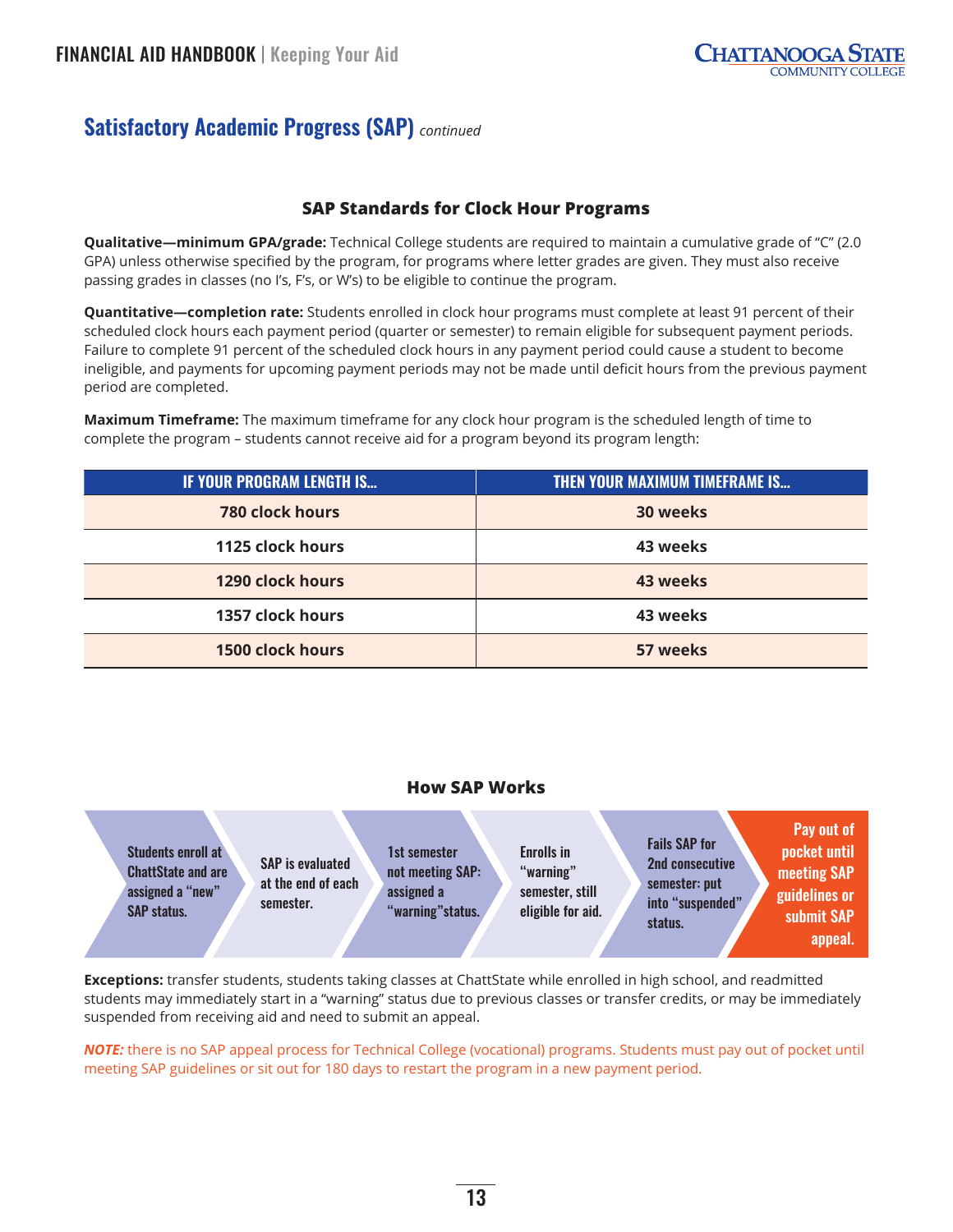## Satisfactory Academic Progress (SAP) *continued*

### SAP Standards for Clock Hour Programs

**Qualitative—minimum GPA/grade:** Technical College students are required to maintain a cumulative grade of "C" (2.0 GPA) unless otherwise specified by the program, for programs where letter grades are given. They must also receive passing grades in classes (no I's, F's, or W's) to be eligible to continue the program.

**Quantitative—completion rate:** Students enrolled in clock hour programs must complete at least 91 percent of their scheduled clock hours each payment period (quarter or semester) to remain eligible for subsequent payment periods. Failure to complete 91 percent of the scheduled clock hours in any payment period could cause a student to become ineligible, and payments for upcoming payment periods may not be made until deficit hours from the previous payment period are completed.

**Maximum Timeframe:** The maximum timeframe for any clock hour program is the scheduled length of time to complete the program – students cannot receive aid for a program beyond its program length:

| IF YOUR PROGRAM LENGTH IS... | THEN YOUR MAXIMUM TIMEFRAME IS... |
|---|---|
| 780 clock hours | 30 weeks |
| 1125 clock hours | 43 weeks |
| 1290 clock hours | 43 weeks |
| 1357 clock hours | 43 weeks |
| 1500 clock hours | 57 weeks |

### How SAP Works

1. Students enroll at ChattState and are assigned a "new" SAP status.
2. SAP is evaluated at the end of each semester.
3. 1st semester not meeting SAP: assigned a "warning" status.
4. Enrolls in "warning" semester, still eligible for aid.
5. Fails SAP for 2nd consecutive semester: put into "suspended" status.
6. Pay out of pocket until meeting SAP guidelines or submit SAP appeal.

**Exceptions:** transfer students, students taking classes at ChattState while enrolled in high school, and readmitted students may immediately start in a "warning" status due to previous classes or transfer credits, or may be immediately suspended from receiving aid and need to submit an appeal.

***NOTE:*** there is no SAP appeal process for Technical College (vocational) programs. Students must pay out of pocket until meeting SAP guidelines or sit out for 180 days to restart the program in a new payment period.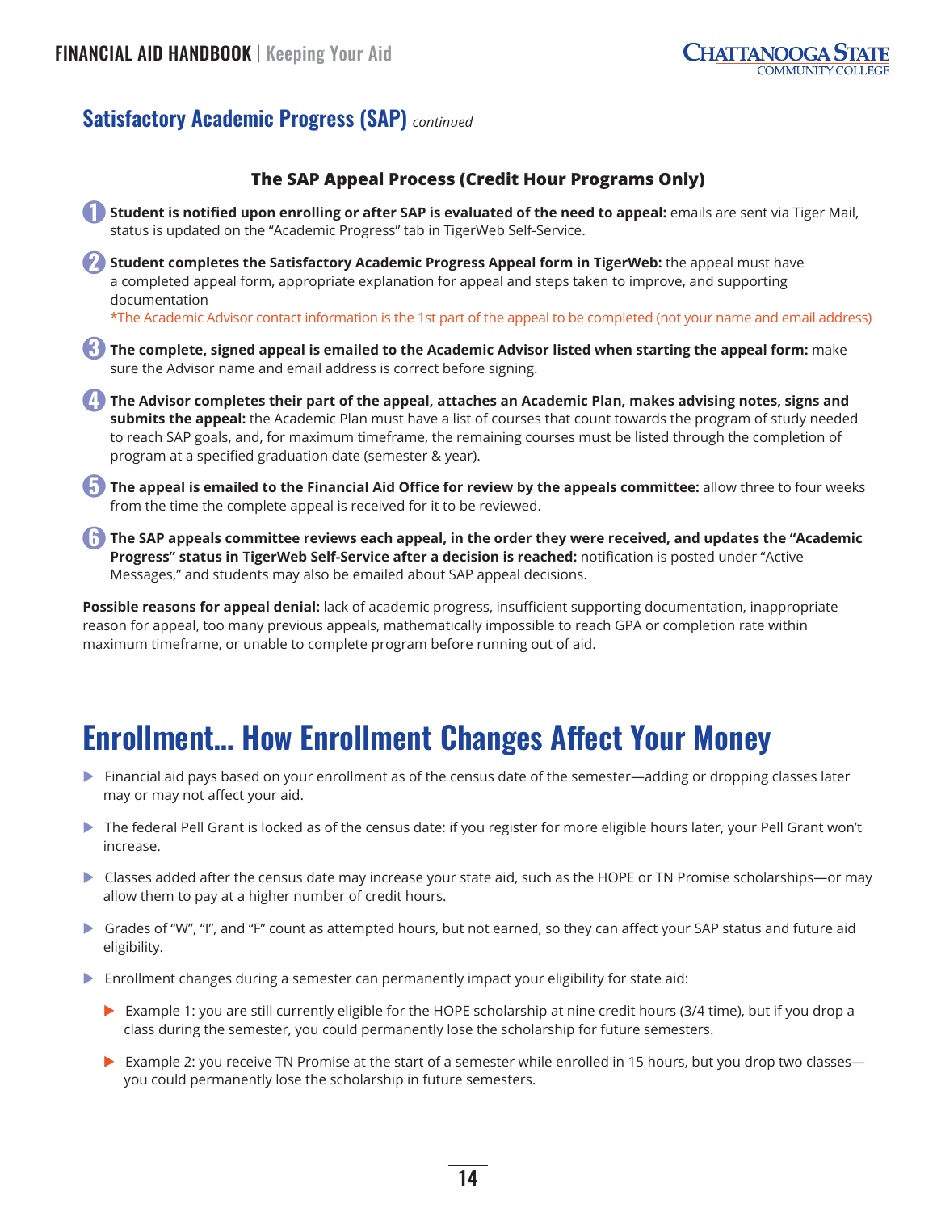## Satisfactory Academic Progress (SAP) *continued*

### The SAP Appeal Process (Credit Hour Programs Only)

1. **Student is notified upon enrolling or after SAP is evaluated of the need to appeal:** emails are sent via Tiger Mail, status is updated on the "Academic Progress" tab in TigerWeb Self-Service.
2. **Student completes the Satisfactory Academic Progress Appeal form in TigerWeb:** the appeal must have a completed appeal form, appropriate explanation for appeal and steps taken to improve, and supporting documentation
   *The Academic Advisor contact information is the 1st part of the appeal to be completed (not your name and email address)
3. **The complete, signed appeal is emailed to the Academic Advisor listed when starting the appeal form:** make sure the Advisor name and email address is correct before signing.
4. **The Advisor completes their part of the appeal, attaches an Academic Plan, makes advising notes, signs and submits the appeal:** the Academic Plan must have a list of courses that count towards the program of study needed to reach SAP goals, and, for maximum timeframe, the remaining courses must be listed through the completion of program at a specified graduation date (semester & year).
5. **The appeal is emailed to the Financial Aid Office for review by the appeals committee:** allow three to four weeks from the time the complete appeal is received for it to be reviewed.
6. **The SAP appeals committee reviews each appeal, in the order they were received, and updates the "Academic Progress" status in TigerWeb Self-Service after a decision is reached:** notification is posted under "Active Messages," and students may also be emailed about SAP appeal decisions.

**Possible reasons for appeal denial:** lack of academic progress, insufficient supporting documentation, inappropriate reason for appeal, too many previous appeals, mathematically impossible to reach GPA or completion rate within maximum timeframe, or unable to complete program before running out of aid.

# Enrollment... How Enrollment Changes Affect Your Money

- Financial aid pays based on your enrollment as of the census date of the semester—adding or dropping classes later may or may not affect your aid.
- The federal Pell Grant is locked as of the census date: if you register for more eligible hours later, your Pell Grant won't increase.
- Classes added after the census date may increase your state aid, such as the HOPE or TN Promise scholarships—or may allow them to pay at a higher number of credit hours.
- Grades of "W", "I", and "F" count as attempted hours, but not earned, so they can affect your SAP status and future aid eligibility.
- Enrollment changes during a semester can permanently impact your eligibility for state aid:
  - Example 1: you are still currently eligible for the HOPE scholarship at nine credit hours (3/4 time), but if you drop a class during the semester, you could permanently lose the scholarship for future semesters.
  - Example 2: you receive TN Promise at the start of a semester while enrolled in 15 hours, but you drop two classes—you could permanently lose the scholarship in future semesters.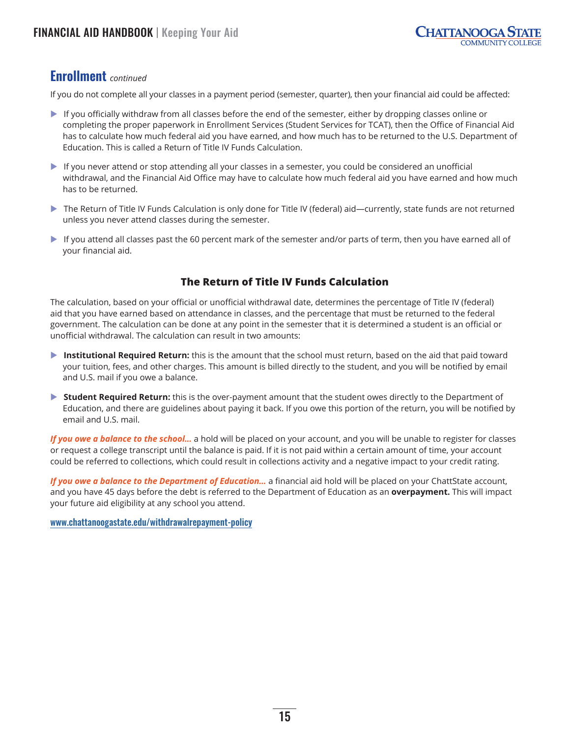## Enrollment *continued*

If you do not complete all your classes in a payment period (semester, quarter), then your financial aid could be affected:

- If you officially withdraw from all classes before the end of the semester, either by dropping classes online or completing the proper paperwork in Enrollment Services (Student Services for TCAT), then the Office of Financial Aid has to calculate how much federal aid you have earned, and how much has to be returned to the U.S. Department of Education. This is called a Return of Title IV Funds Calculation.
- If you never attend or stop attending all your classes in a semester, you could be considered an unofficial withdrawal, and the Financial Aid Office may have to calculate how much federal aid you have earned and how much has to be returned.
- The Return of Title IV Funds Calculation is only done for Title IV (federal) aid—currently, state funds are not returned unless you never attend classes during the semester.
- If you attend all classes past the 60 percent mark of the semester and/or parts of term, then you have earned all of your financial aid.

### The Return of Title IV Funds Calculation

The calculation, based on your official or unofficial withdrawal date, determines the percentage of Title IV (federal) aid that you have earned based on attendance in classes, and the percentage that must be returned to the federal government. The calculation can be done at any point in the semester that it is determined a student is an official or unofficial withdrawal. The calculation can result in two amounts:

- **Institutional Required Return:** this is the amount that the school must return, based on the aid that paid toward your tuition, fees, and other charges. This amount is billed directly to the student, and you will be notified by email and U.S. mail if you owe a balance.
- **Student Required Return:** this is the over-payment amount that the student owes directly to the Department of Education, and there are guidelines about paying it back. If you owe this portion of the return, you will be notified by email and U.S. mail.

***If you owe a balance to the school...*** a hold will be placed on your account, and you will be unable to register for classes or request a college transcript until the balance is paid. If it is not paid within a certain amount of time, your account could be referred to collections, which could result in collections activity and a negative impact to your credit rating.

***If you owe a balance to the Department of Education...*** a financial aid hold will be placed on your ChattState account, and you have 45 days before the debt is referred to the Department of Education as an **overpayment.** This will impact your future aid eligibility at any school you attend.

www.chattanoogastate.edu/withdrawalrepayment-policy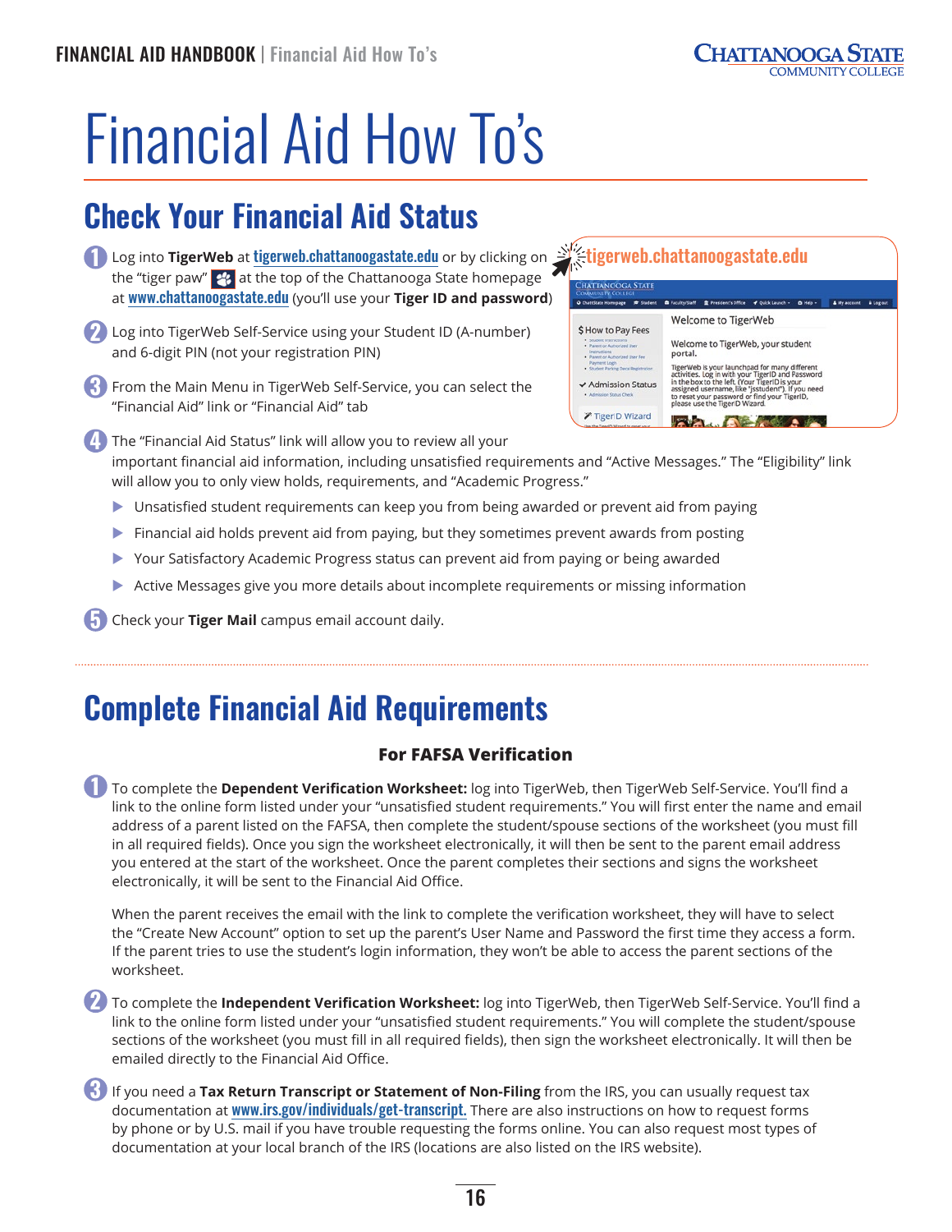# Financial Aid How To's

## Check Your Financial Aid Status

1. Log into **TigerWeb** at tigerweb.chattanoogastate.edu or by clicking on the "tiger paw" at the top of the Chattanooga State homepage at www.chattanoogastate.edu (you'll use your **Tiger ID and password**)
2. Log into TigerWeb Self-Service using your Student ID (A-number) and 6-digit PIN (not your registration PIN)
3. From the Main Menu in TigerWeb Self-Service, you can select the "Financial Aid" link or "Financial Aid" tab
4. The "Financial Aid Status" link will allow you to review all your important financial aid information, including unsatisfied requirements and "Active Messages." The "Eligibility" link will allow you to only view holds, requirements, and "Academic Progress."
   - Unsatisfied student requirements can keep you from being awarded or prevent aid from paying
   - Financial aid holds prevent aid from paying, but they sometimes prevent awards from posting
   - Your Satisfactory Academic Progress status can prevent aid from paying or being awarded
   - Active Messages give you more details about incomplete requirements or missing information
5. Check your **Tiger Mail** campus email account daily.

## Complete Financial Aid Requirements

### For FAFSA Verification

1. To complete the **Dependent Verification Worksheet:** log into TigerWeb, then TigerWeb Self-Service. You'll find a link to the online form listed under your "unsatisfied student requirements." You will first enter the name and email address of a parent listed on the FAFSA, then complete the student/spouse sections of the worksheet (you must fill in all required fields). Once you sign the worksheet electronically, it will then be sent to the parent email address you entered at the start of the worksheet. Once the parent completes their sections and signs the worksheet electronically, it will be sent to the Financial Aid Office.

   When the parent receives the email with the link to complete the verification worksheet, they will have to select the "Create New Account" option to set up the parent's User Name and Password the first time they access a form. If the parent tries to use the student's login information, they won't be able to access the parent sections of the worksheet.

2. To complete the **Independent Verification Worksheet:** log into TigerWeb, then TigerWeb Self-Service. You'll find a link to the online form listed under your "unsatisfied student requirements." You will complete the student/spouse sections of the worksheet (you must fill in all required fields), then sign the worksheet electronically. It will then be emailed directly to the Financial Aid Office.

3. If you need a **Tax Return Transcript or Statement of Non-Filing** from the IRS, you can usually request tax documentation at www.irs.gov/individuals/get-transcript. There are also instructions on how to request forms by phone or by U.S. mail if you have trouble requesting the forms online. You can also request most types of documentation at your local branch of the IRS (locations are also listed on the IRS website).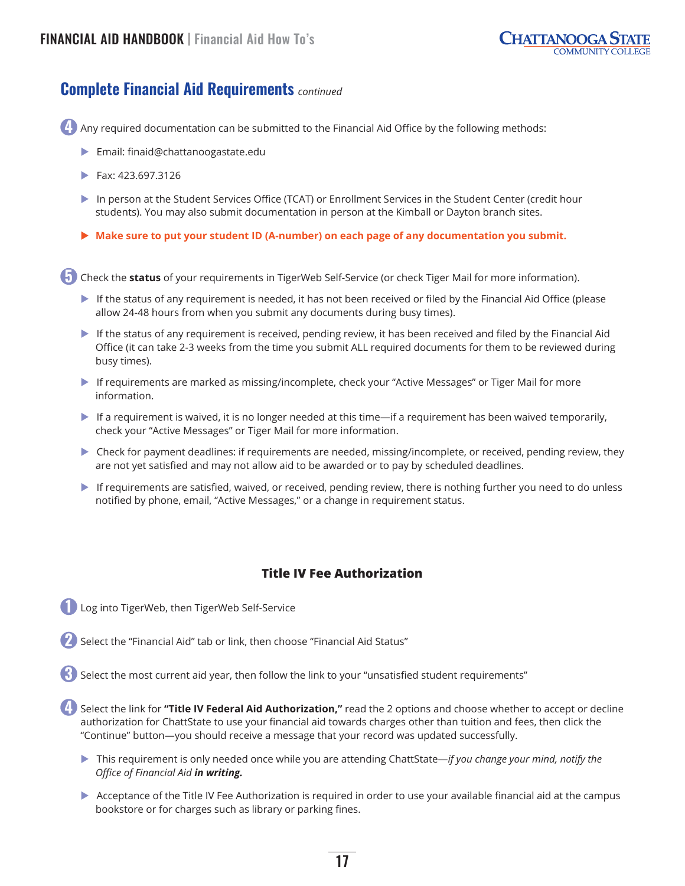## Complete Financial Aid Requirements *continued*

4. Any required documentation can be submitted to the Financial Aid Office by the following methods:
   - Email: finaid@chattanoogastate.edu
   - Fax: 423.697.3126
   - In person at the Student Services Office (TCAT) or Enrollment Services in the Student Center (credit hour students). You may also submit documentation in person at the Kimball or Dayton branch sites.
   - **Make sure to put your student ID (A-number) on each page of any documentation you submit.**

5. Check the **status** of your requirements in TigerWeb Self-Service (or check Tiger Mail for more information).
   - If the status of any requirement is needed, it has not been received or filed by the Financial Aid Office (please allow 24-48 hours from when you submit any documents during busy times).
   - If the status of any requirement is received, pending review, it has been received and filed by the Financial Aid Office (it can take 2-3 weeks from the time you submit ALL required documents for them to be reviewed during busy times).
   - If requirements are marked as missing/incomplete, check your "Active Messages" or Tiger Mail for more information.
   - If a requirement is waived, it is no longer needed at this time—if a requirement has been waived temporarily, check your "Active Messages" or Tiger Mail for more information.
   - Check for payment deadlines: if requirements are needed, missing/incomplete, or received, pending review, they are not yet satisfied and may not allow aid to be awarded or to pay by scheduled deadlines.
   - If requirements are satisfied, waived, or received, pending review, there is nothing further you need to do unless notified by phone, email, "Active Messages," or a change in requirement status.

### Title IV Fee Authorization

1. Log into TigerWeb, then TigerWeb Self-Service
2. Select the "Financial Aid" tab or link, then choose "Financial Aid Status"
3. Select the most current aid year, then follow the link to your "unsatisfied student requirements"
4. Select the link for **"Title IV Federal Aid Authorization,"** read the 2 options and choose whether to accept or decline authorization for ChattState to use your financial aid towards charges other than tuition and fees, then click the "Continue" button—you should receive a message that your record was updated successfully.
   - This requirement is only needed once while you are attending ChattState—*if you change your mind, notify the Office of Financial Aid **in writing.***
   - Acceptance of the Title IV Fee Authorization is required in order to use your available financial aid at the campus bookstore or for charges such as library or parking fines.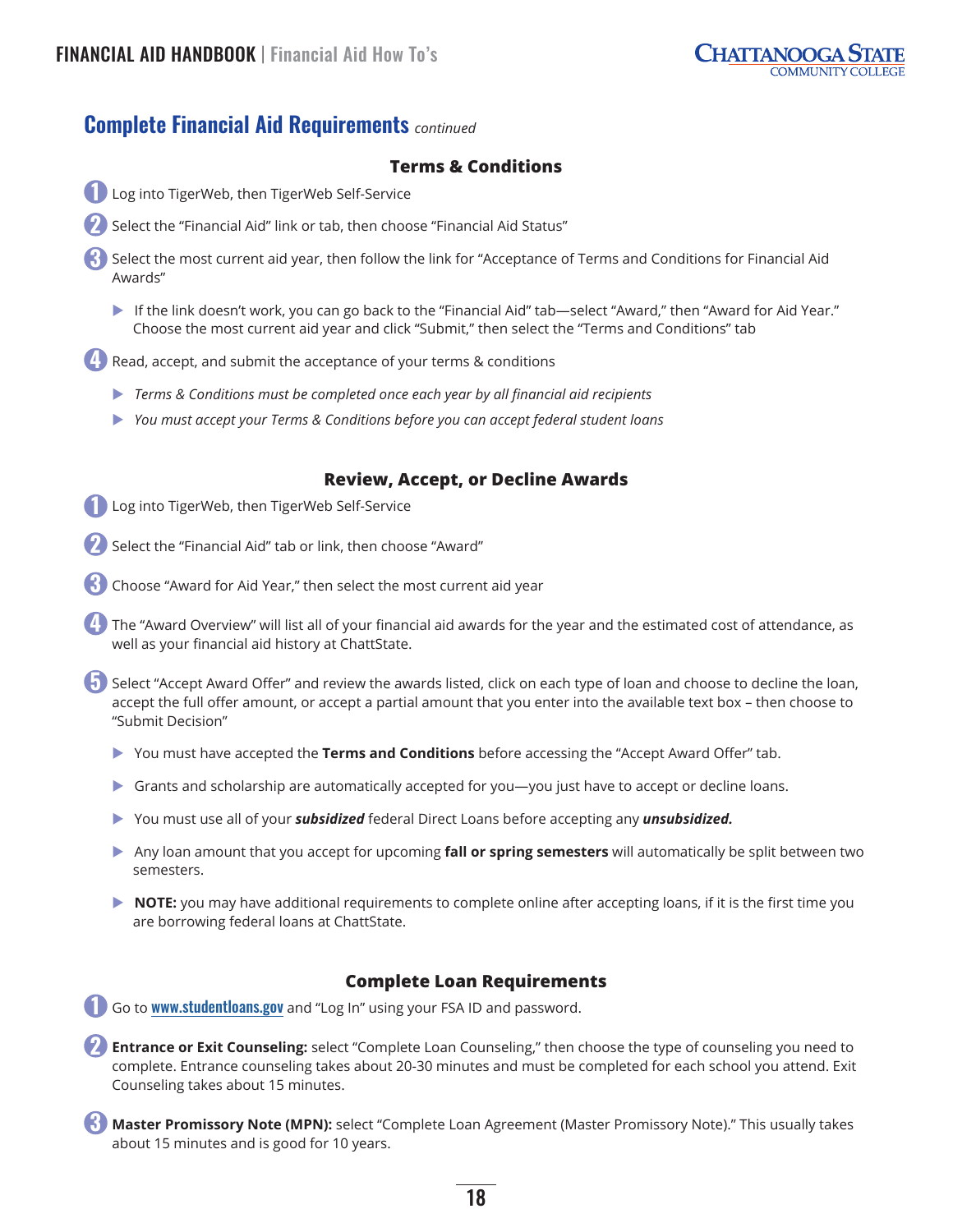## Complete Financial Aid Requirements *continued*

### Terms & Conditions

1. Log into TigerWeb, then TigerWeb Self-Service
2. Select the "Financial Aid" link or tab, then choose "Financial Aid Status"
3. Select the most current aid year, then follow the link for "Acceptance of Terms and Conditions for Financial Aid Awards"
   - If the link doesn't work, you can go back to the "Financial Aid" tab—select "Award," then "Award for Aid Year." Choose the most current aid year and click "Submit," then select the "Terms and Conditions" tab
4. Read, accept, and submit the acceptance of your terms & conditions
   - *Terms & Conditions must be completed once each year by all financial aid recipients*
   - *You must accept your Terms & Conditions before you can accept federal student loans*

### Review, Accept, or Decline Awards

1. Log into TigerWeb, then TigerWeb Self-Service
2. Select the "Financial Aid" tab or link, then choose "Award"
3. Choose "Award for Aid Year," then select the most current aid year
4. The "Award Overview" will list all of your financial aid awards for the year and the estimated cost of attendance, as well as your financial aid history at ChattState.
5. Select "Accept Award Offer" and review the awards listed, click on each type of loan and choose to decline the loan, accept the full offer amount, or accept a partial amount that you enter into the available text box – then choose to "Submit Decision"
   - You must have accepted the **Terms and Conditions** before accessing the "Accept Award Offer" tab.
   - Grants and scholarship are automatically accepted for you—you just have to accept or decline loans.
   - You must use all of your ***subsidized*** federal Direct Loans before accepting any ***unsubsidized.***
   - Any loan amount that you accept for upcoming **fall or spring semesters** will automatically be split between two semesters.
   - **NOTE:** you may have additional requirements to complete online after accepting loans, if it is the first time you are borrowing federal loans at ChattState.

### Complete Loan Requirements

1. Go to www.studentloans.gov and "Log In" using your FSA ID and password.
2. **Entrance or Exit Counseling:** select "Complete Loan Counseling," then choose the type of counseling you need to complete. Entrance counseling takes about 20-30 minutes and must be completed for each school you attend. Exit Counseling takes about 15 minutes.
3. **Master Promissory Note (MPN):** select "Complete Loan Agreement (Master Promissory Note)." This usually takes about 15 minutes and is good for 10 years.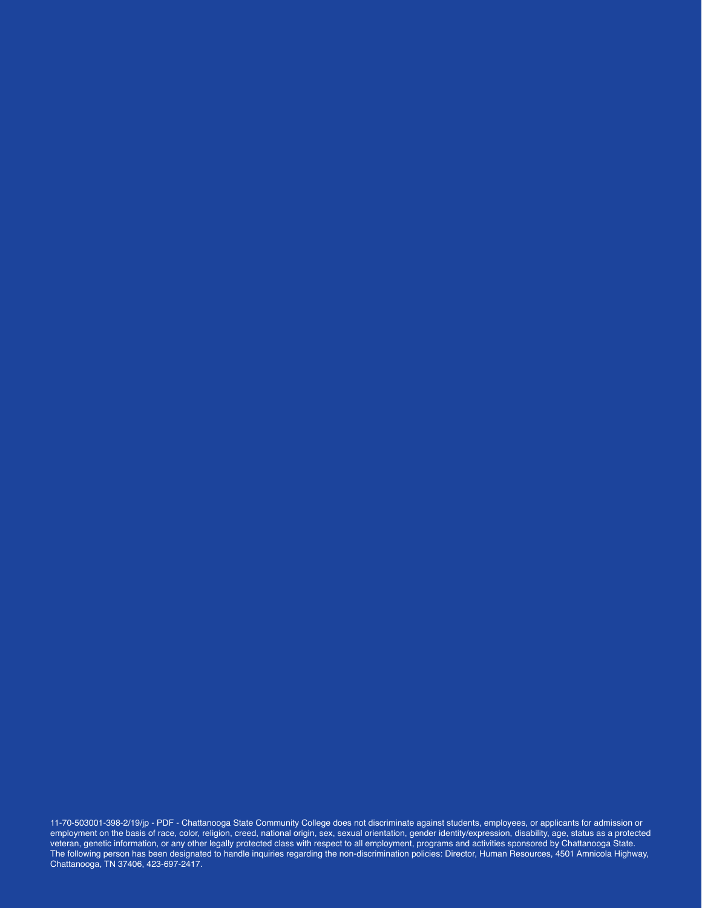11-70-503001-398-2/19/jp - PDF - Chattanooga State Community College does not discriminate against students, employees, or applicants for admission or employment on the basis of race, color, religion, creed, national origin, sex, sexual orientation, gender identity/expression, disability, age, status as a protected veteran, genetic information, or any other legally protected class with respect to all employment, programs and activities sponsored by Chattanooga State. The following person has been designated to handle inquiries regarding the non-discrimination policies: Director, Human Resources, 4501 Amnicola Highway, Chattanooga, TN 37406, 423-697-2417.